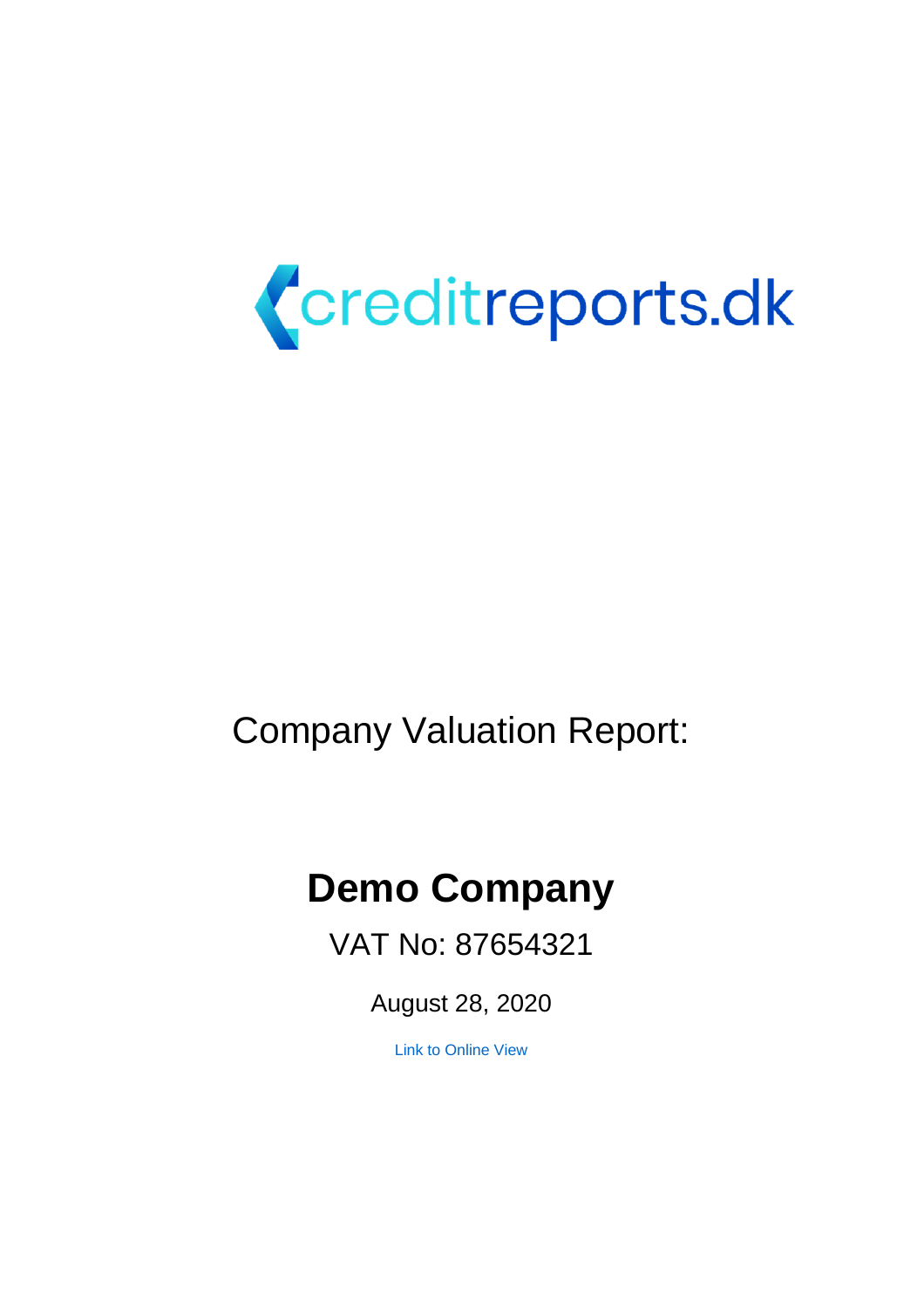creditreports.dk

Company Valuation Report:

# Demo Company

VAT No: 87654321

August 28, 2020

[Link to Online View]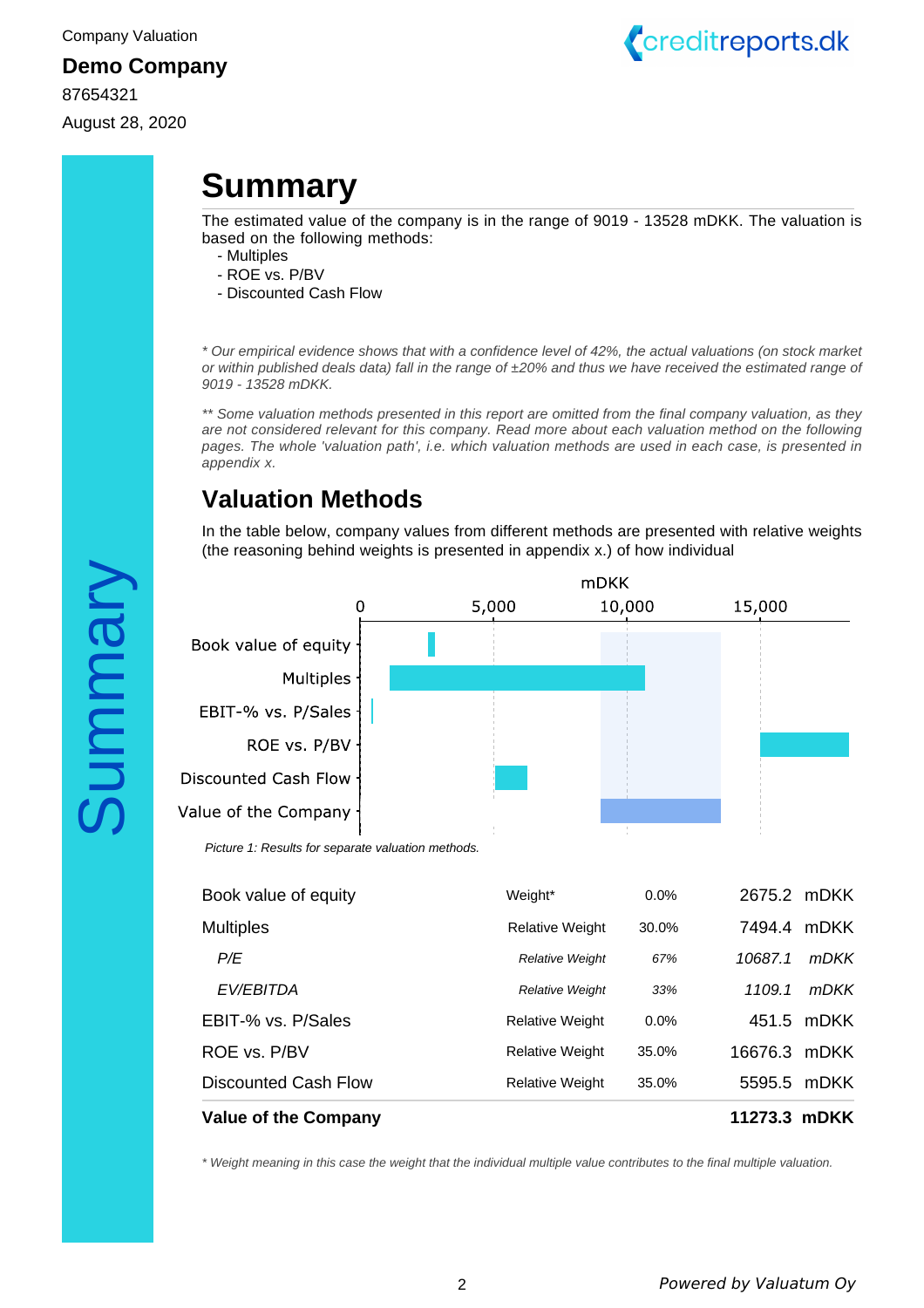Company Valuation

**Demo Company**

87654321

August 28, 2020

# Summary

The estimated value of the company is in the range of 9019 - 13528 mDKK. The valuation is based on the following methods:

- Multiples
- ROE vs. P/BV
- Discounted Cash Flow

*\* Our empirical evidence shows that with a confidence level of 42%, the actual valuations (on stock market or within published deals data) fall in the range of ±20% and thus we have received the estimated range of 9019 - 13528 mDKK.*

*\*\* Some valuation methods presented in this report are omitted from the final company valuation, as they are not considered relevant for this company. Read more about each valuation method on the following pages. The whole 'valuation path', i.e. which valuation methods are used in each case, is presented in appendix x.*

## Valuation Methods

In the table below, company values from different methods are presented with relative weights (the reasoning behind weights is presented in appendix x.) of how individual

*Picture 1: Results for separate valuation methods.*

| | | | | |
|---|---|---|---|---|
| Book value of equity | Weight* | 0.0% | 2675.2 | mDKK |
| Multiples | Relative Weight | 30.0% | 7494.4 | mDKK |
| *P/E* | *Relative Weight* | *67%* | *10687.1* | *mDKK* |
| *EV/EBITDA* | *Relative Weight* | *33%* | *1109.1* | *mDKK* |
| EBIT-% vs. P/Sales | Relative Weight | 0.0% | 451.5 | mDKK |
| ROE vs. P/BV | Relative Weight | 35.0% | 16676.3 | mDKK |
| Discounted Cash Flow | Relative Weight | 35.0% | 5595.5 | mDKK |
| **Value of the Company** | | | **11273.3** | **mDKK** |

*\* Weight meaning in this case the weight that the individual multiple value contributes to the final multiple valuation.*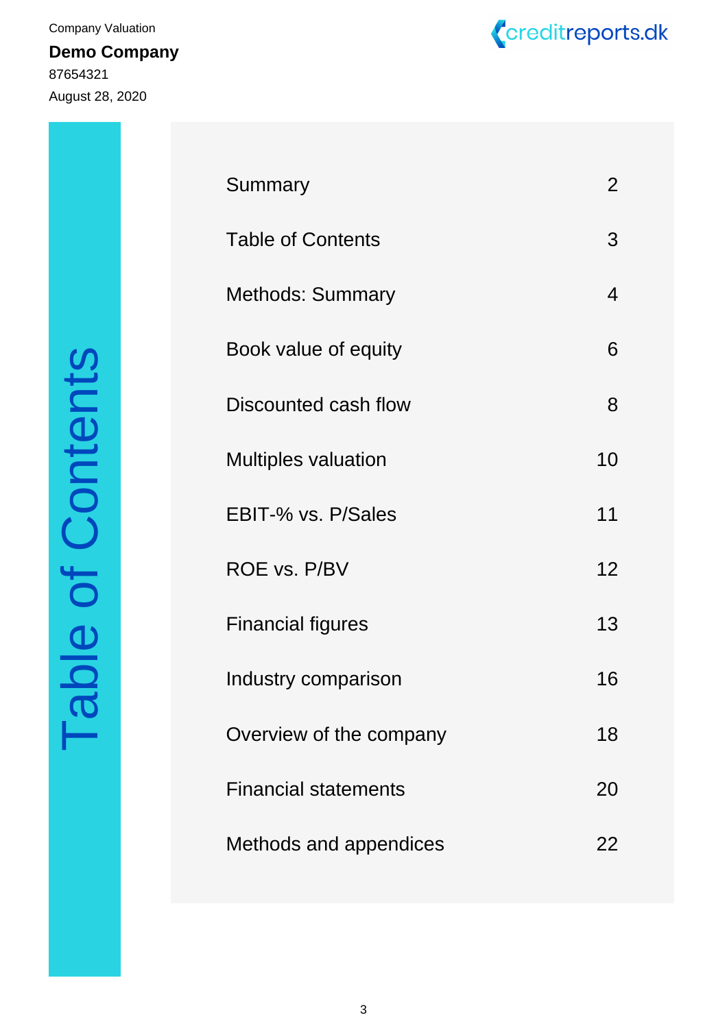# Table of Contents

| | |
|---|---|
| Summary | 2 |
| Table of Contents | 3 |
| Methods: Summary | 4 |
| Book value of equity | 6 |
| Discounted cash flow | 8 |
| Multiples valuation | 10 |
| EBIT-% vs. P/Sales | 11 |
| ROE vs. P/BV | 12 |
| Financial figures | 13 |
| Industry comparison | 16 |
| Overview of the company | 18 |
| Financial statements | 20 |
| Methods and appendices | 22 |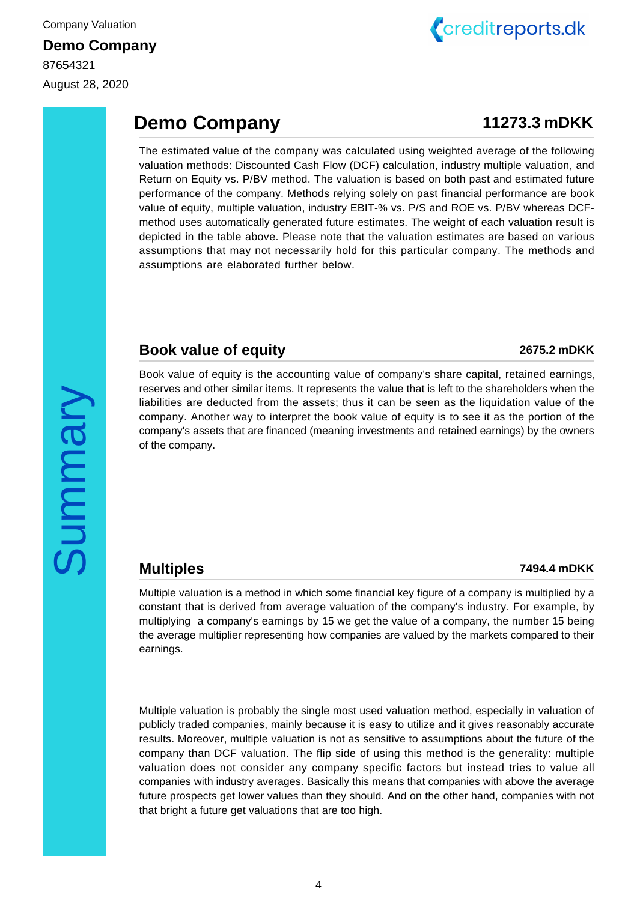Company Valuation

**Demo Company**

87654321

August 28, 2020

Summary

# Demo Company — 11273.3 mDKK

The estimated value of the company was calculated using weighted average of the following valuation methods: Discounted Cash Flow (DCF) calculation, industry multiple valuation, and Return on Equity vs. P/BV method. The valuation is based on both past and estimated future performance of the company. Methods relying solely on past financial performance are book value of equity, multiple valuation, industry EBIT-% vs. P/S and ROE vs. P/BV whereas DCF-method uses automatically generated future estimates. The weight of each valuation result is depicted in the table above. Please note that the valuation estimates are based on various assumptions that may not necessarily hold for this particular company. The methods and assumptions are elaborated further below.

## Book value of equity — 2675.2 mDKK

Book value of equity is the accounting value of company's share capital, retained earnings, reserves and other similar items. It represents the value that is left to the shareholders when the liabilities are deducted from the assets; thus it can be seen as the liquidation value of the company. Another way to interpret the book value of equity is to see it as the portion of the company's assets that are financed (meaning investments and retained earnings) by the owners of the company.

## Multiples — 7494.4 mDKK

Multiple valuation is a method in which some financial key figure of a company is multiplied by a constant that is derived from average valuation of the company's industry. For example, by multiplying a company's earnings by 15 we get the value of a company, the number 15 being the average multiplier representing how companies are valued by the markets compared to their earnings.

Multiple valuation is probably the single most used valuation method, especially in valuation of publicly traded companies, mainly because it is easy to utilize and it gives reasonably accurate results. Moreover, multiple valuation is not as sensitive to assumptions about the future of the company than DCF valuation. The flip side of using this method is the generality: multiple valuation does not consider any company specific factors but instead tries to value all companies with industry averages. Basically this means that companies with above the average future prospects get lower values than they should. And on the other hand, companies with not that bright a future get valuations that are too high.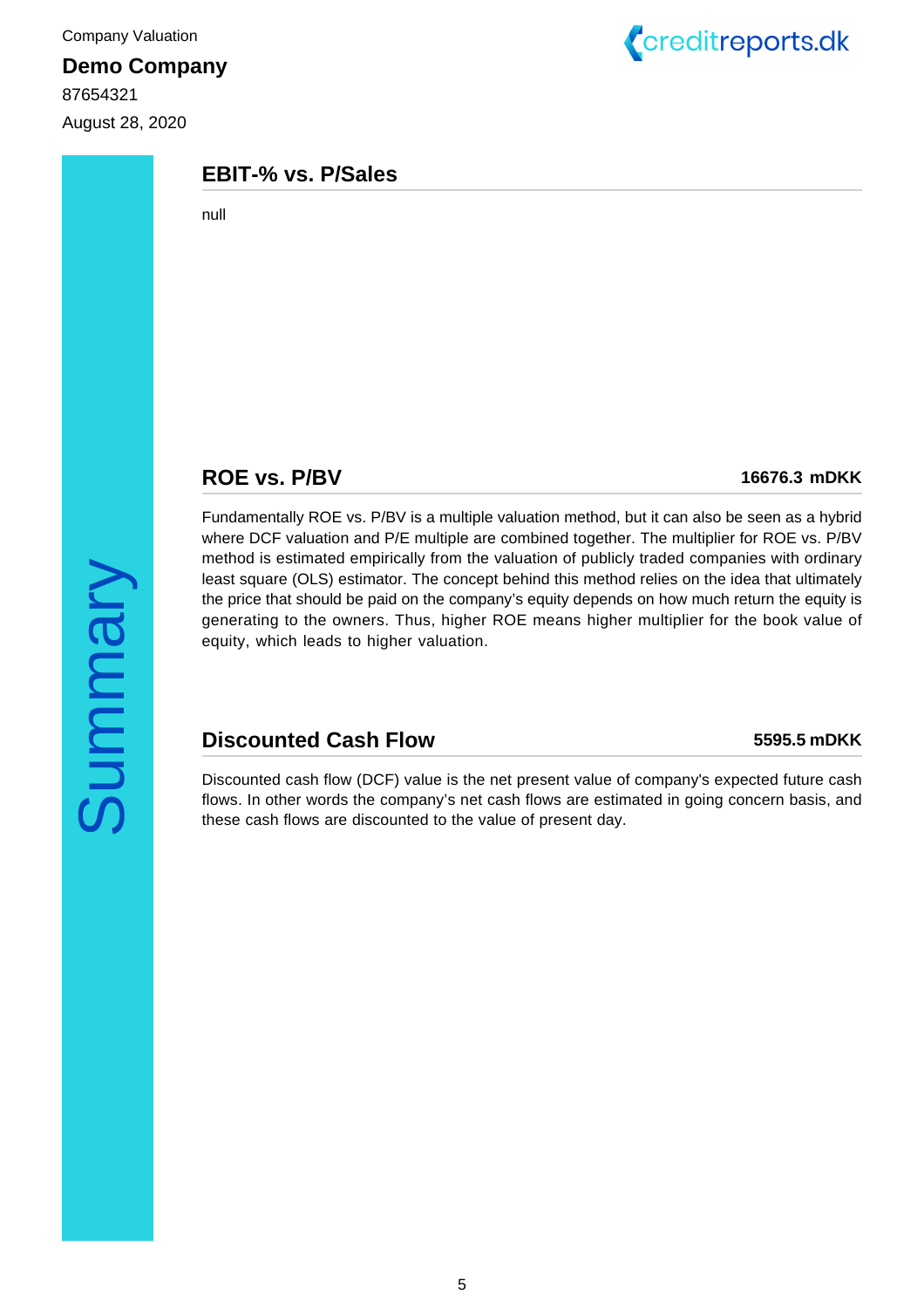## EBIT-% vs. P/Sales

null

## ROE vs. P/BV

**16676.3 mDKK**

Fundamentally ROE vs. P/BV is a multiple valuation method, but it can also be seen as a hybrid where DCF valuation and P/E multiple are combined together. The multiplier for ROE vs. P/BV method is estimated empirically from the valuation of publicly traded companies with ordinary least square (OLS) estimator. The concept behind this method relies on the idea that ultimately the price that should be paid on the company's equity depends on how much return the equity is generating to the owners. Thus, higher ROE means higher multiplier for the book value of equity, which leads to higher valuation.

## Discounted Cash Flow

**5595.5 mDKK**

Discounted cash flow (DCF) value is the net present value of company's expected future cash flows. In other words the company's net cash flows are estimated in going concern basis, and these cash flows are discounted to the value of present day.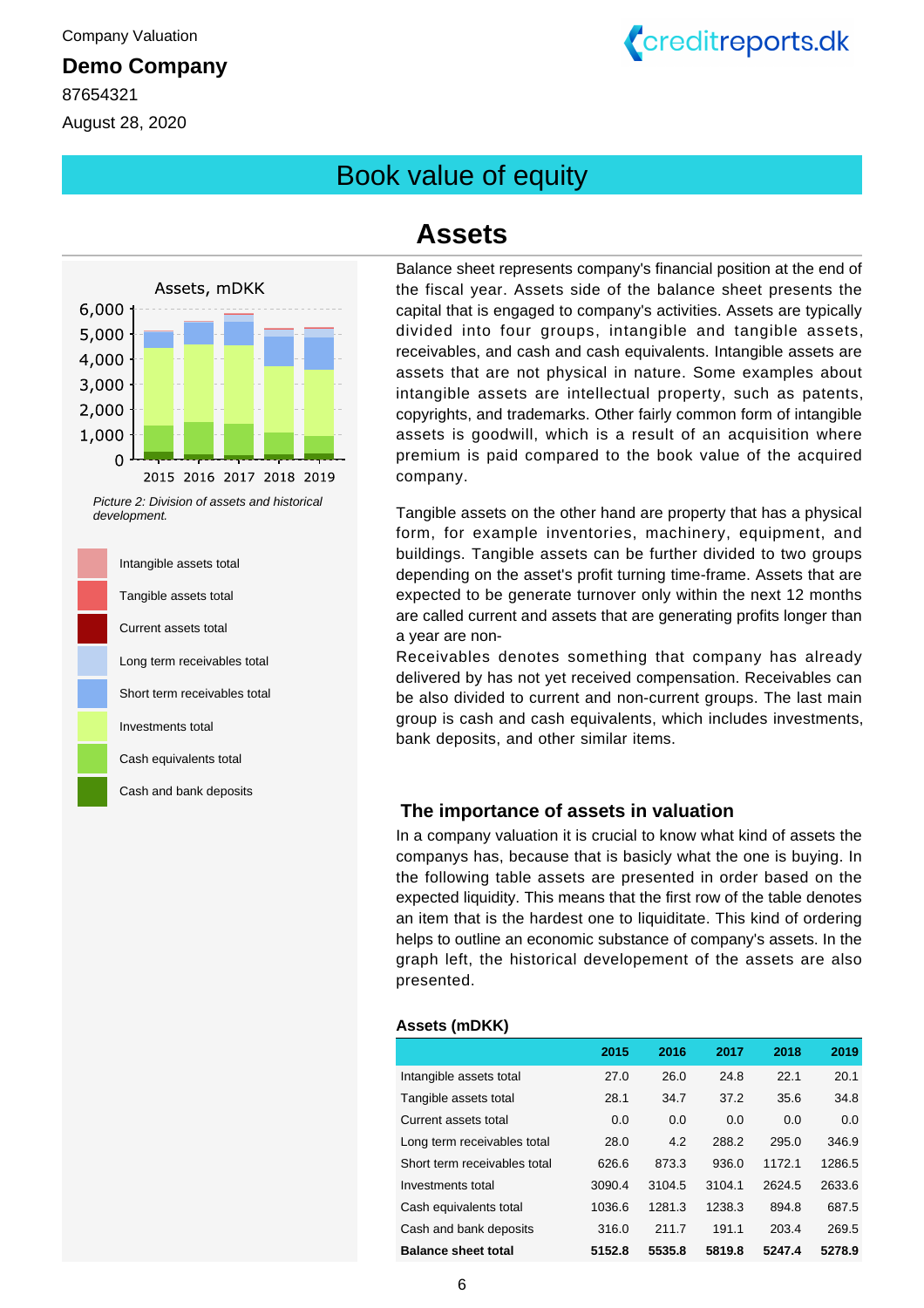Company Valuation

**Demo Company**

87654321

August 28, 2020

# Book value of equity

## Assets

Balance sheet represents company's financial position at the end of the fiscal year. Assets side of the balance sheet presents the capital that is engaged to company's activities. Assets are typically divided into four groups, intangible and tangible assets, receivables, and cash and cash equivalents. Intangible assets are assets that are not physical in nature. Some examples about intangible assets are intellectual property, such as patents, copyrights, and trademarks. Other fairly common form of intangible assets is goodwill, which is a result of an acquisition where premium is paid compared to the book value of the acquired company.

Tangible assets on the other hand are property that has a physical form, for example inventories, machinery, equipment, and buildings. Tangible assets can be further divided to two groups depending on the asset's profit turning time-frame. Assets that are expected to be generate turnover only within the next 12 months are called current and assets that are generating profits longer than a year are non-

Receivables denotes something that company has already delivered by has not yet received compensation. Receivables can be also divided to current and non-current groups. The last main group is cash and cash equivalents, which includes investments, bank deposits, and other similar items.

Assets, mDKK

*Picture 2: Division of assets and historical development.*

- Intangible assets total
- Tangible assets total
- Current assets total
- Long term receivables total
- Short term receivables total
- Investments total
- Cash equivalents total
- Cash and bank deposits

### The importance of assets in valuation

In a company valuation it is crucial to know what kind of assets the companys has, because that is basicly what the one is buying. In the following table assets are presented in order based on the expected liquidity. This means that the first row of the table denotes an item that is the hardest one to liquiditate. This kind of ordering helps to outline an economic substance of company's assets. In the graph left, the historical developement of the assets are also presented.

**Assets (mDKK)**

| | 2015 | 2016 | 2017 | 2018 | 2019 |
|---|---|---|---|---|---|
| Intangible assets total | 27.0 | 26.0 | 24.8 | 22.1 | 20.1 |
| Tangible assets total | 28.1 | 34.7 | 37.2 | 35.6 | 34.8 |
| Current assets total | 0.0 | 0.0 | 0.0 | 0.0 | 0.0 |
| Long term receivables total | 28.0 | 4.2 | 288.2 | 295.0 | 346.9 |
| Short term receivables total | 626.6 | 873.3 | 936.0 | 1172.1 | 1286.5 |
| Investments total | 3090.4 | 3104.5 | 3104.1 | 2624.5 | 2633.6 |
| Cash equivalents total | 1036.6 | 1281.3 | 1238.3 | 894.8 | 687.5 |
| Cash and bank deposits | 316.0 | 211.7 | 191.1 | 203.4 | 269.5 |
| **Balance sheet total** | **5152.8** | **5535.8** | **5819.8** | **5247.4** | **5278.9** |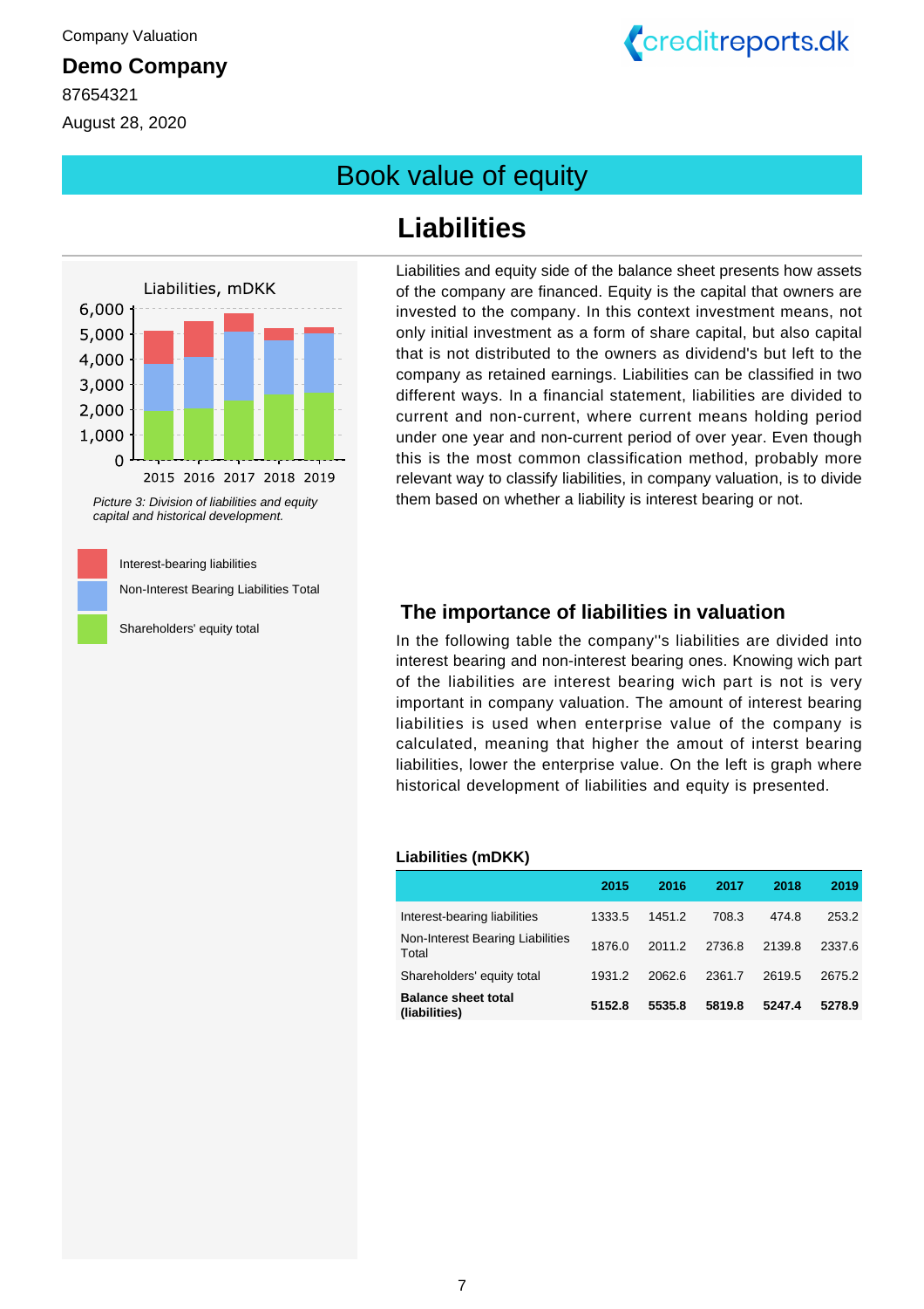Company Valuation

**Demo Company**

87654321

August 28, 2020

# Book value of equity

## Liabilities

Liabilities and equity side of the balance sheet presents how assets of the company are financed. Equity is the capital that owners are invested to the company. In this context investment means, not only initial investment as a form of share capital, but also capital that is not distributed to the owners as dividend's but left to the company as retained earnings. Liabilities can be classified in two different ways. In a financial statement, liabilities are divided to current and non-current, where current means holding period under one year and non-current period of over year. Even though this is the most common classification method, probably more relevant way to classify liabilities, in company valuation, is to divide them based on whether a liability is interest bearing or not.

*Picture 3: Division of liabilities and equity capital and historical development.*

Interest-bearing liabilities

Non-Interest Bearing Liabilities Total

Shareholders' equity total

### The importance of liabilities in valuation

In the following table the company''s liabilities are divided into interest bearing and non-interest bearing ones. Knowing wich part of the liabilities are interest bearing wich part is not is very important in company valuation. The amount of interest bearing liabilities is used when enterprise value of the company is calculated, meaning that higher the amout of interst bearing liabilities, lower the enterprise value. On the left is graph where historical development of liabilities and equity is presented.

**Liabilities (mDKK)**

| | 2015 | 2016 | 2017 | 2018 | 2019 |
|---|---|---|---|---|---|
| Interest-bearing liabilities | 1333.5 | 1451.2 | 708.3 | 474.8 | 253.2 |
| Non-Interest Bearing Liabilities Total | 1876.0 | 2011.2 | 2736.8 | 2139.8 | 2337.6 |
| Shareholders' equity total | 1931.2 | 2062.6 | 2361.7 | 2619.5 | 2675.2 |
| **Balance sheet total (liabilities)** | **5152.8** | **5535.8** | **5819.8** | **5247.4** | **5278.9** |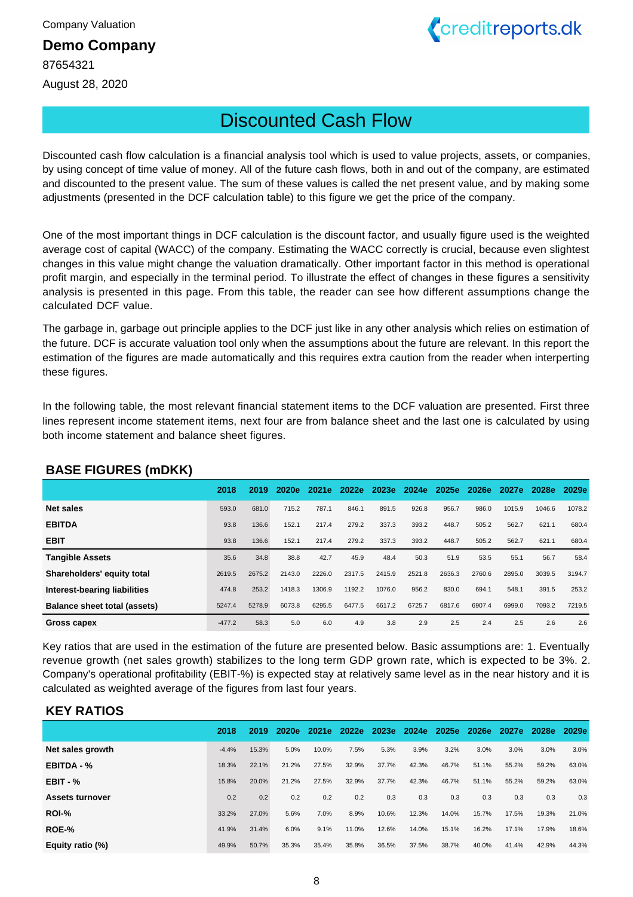Company Valuation

**Demo Company**

87654321

August 28, 2020

# Discounted Cash Flow

Discounted cash flow calculation is a financial analysis tool which is used to value projects, assets, or companies, by using concept of time value of money. All of the future cash flows, both in and out of the company, are estimated and discounted to the present value. The sum of these values is called the net present value, and by making some adjustments (presented in the DCF calculation table) to this figure we get the price of the company.

One of the most important things in DCF calculation is the discount factor, and usually figure used is the weighted average cost of capital (WACC) of the company. Estimating the WACC correctly is crucial, because even slightest changes in this value might change the valuation dramatically. Other important factor in this method is operational profit margin, and especially in the terminal period. To illustrate the effect of changes in these figures a sensitivity analysis is presented in this page. From this table, the reader can see how different assumptions change the calculated DCF value.

The garbage in, garbage out principle applies to the DCF just like in any other analysis which relies on estimation of the future. DCF is accurate valuation tool only when the assumptions about the future are relevant. In this report the estimation of the figures are made automatically and this requires extra caution from the reader when interperting these figures.

In the following table, the most relevant financial statement items to the DCF valuation are presented. First three lines represent income statement items, next four are from balance sheet and the last one is calculated by using both income statement and balance sheet figures.

## BASE FIGURES (mDKK)

| | 2018 | 2019 | 2020e | 2021e | 2022e | 2023e | 2024e | 2025e | 2026e | 2027e | 2028e | 2029e |
|---|---|---|---|---|---|---|---|---|---|---|---|---|
| **Net sales** | 593.0 | 681.0 | 715.2 | 787.1 | 846.1 | 891.5 | 926.8 | 956.7 | 986.0 | 1015.9 | 1046.6 | 1078.2 |
| **EBITDA** | 93.8 | 136.6 | 152.1 | 217.4 | 279.2 | 337.3 | 393.2 | 448.7 | 505.2 | 562.7 | 621.1 | 680.4 |
| **EBIT** | 93.8 | 136.6 | 152.1 | 217.4 | 279.2 | 337.3 | 393.2 | 448.7 | 505.2 | 562.7 | 621.1 | 680.4 |
| **Tangible Assets** | 35.6 | 34.8 | 38.8 | 42.7 | 45.9 | 48.4 | 50.3 | 51.9 | 53.5 | 55.1 | 56.7 | 58.4 |
| **Shareholders' equity total** | 2619.5 | 2675.2 | 2143.0 | 2226.0 | 2317.5 | 2415.9 | 2521.8 | 2636.3 | 2760.6 | 2895.0 | 3039.5 | 3194.7 |
| **Interest-bearing liabilities** | 474.8 | 253.2 | 1418.3 | 1306.9 | 1192.2 | 1076.0 | 956.2 | 830.0 | 694.1 | 548.1 | 391.5 | 253.2 |
| **Balance sheet total (assets)** | 5247.4 | 5278.9 | 6073.8 | 6295.5 | 6477.5 | 6617.2 | 6725.7 | 6817.6 | 6907.4 | 6999.0 | 7093.2 | 7219.5 |
| **Gross capex** | -477.2 | 58.3 | 5.0 | 6.0 | 4.9 | 3.8 | 2.9 | 2.5 | 2.4 | 2.5 | 2.6 | 2.6 |

Key ratios that are used in the estimation of the future are presented below. Basic assumptions are: 1. Eventually revenue growth (net sales growth) stabilizes to the long term GDP grown rate, which is expected to be 3%. 2. Company's operational profitability (EBIT-%) is expected stay at relatively same level as in the near history and it is calculated as weighted average of the figures from last four years.

## KEY RATIOS

| | 2018 | 2019 | 2020e | 2021e | 2022e | 2023e | 2024e | 2025e | 2026e | 2027e | 2028e | 2029e |
|---|---|---|---|---|---|---|---|---|---|---|---|---|
| **Net sales growth** | -4.4% | 15.3% | 5.0% | 10.0% | 7.5% | 5.3% | 3.9% | 3.2% | 3.0% | 3.0% | 3.0% | 3.0% |
| **EBITDA - %** | 18.3% | 22.1% | 21.2% | 27.5% | 32.9% | 37.7% | 42.3% | 46.7% | 51.1% | 55.2% | 59.2% | 63.0% |
| **EBIT - %** | 15.8% | 20.0% | 21.2% | 27.5% | 32.9% | 37.7% | 42.3% | 46.7% | 51.1% | 55.2% | 59.2% | 63.0% |
| **Assets turnover** | 0.2 | 0.2 | 0.2 | 0.2 | 0.2 | 0.3 | 0.3 | 0.3 | 0.3 | 0.3 | 0.3 | 0.3 |
| **ROI-%** | 33.2% | 27.0% | 5.6% | 7.0% | 8.9% | 10.6% | 12.3% | 14.0% | 15.7% | 17.5% | 19.3% | 21.0% |
| **ROE-%** | 41.9% | 31.4% | 6.0% | 9.1% | 11.0% | 12.6% | 14.0% | 15.1% | 16.2% | 17.1% | 17.9% | 18.6% |
| **Equity ratio (%)** | 49.9% | 50.7% | 35.3% | 35.4% | 35.8% | 36.5% | 37.5% | 38.7% | 40.0% | 41.4% | 42.9% | 44.3% |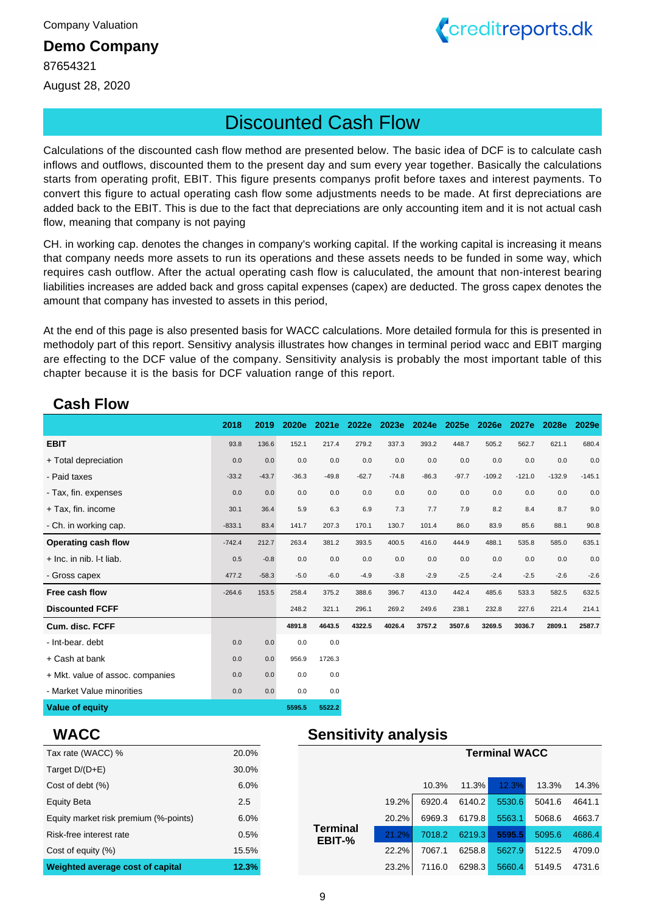Company Valuation

**Demo Company**

87654321

August 28, 2020

# Discounted Cash Flow

Calculations of the discounted cash flow method are presented below. The basic idea of DCF is to calculate cash inflows and outflows, discounted them to the present day and sum every year together. Basically the calculations starts from operating profit, EBIT. This figure presents companys profit before taxes and interest payments. To convert this figure to actual operating cash flow some adjustments needs to be made. At first depreciations are added back to the EBIT. This is due to the fact that depreciations are only accounting item and it is not actual cash flow, meaning that company is not paying

CH. in working cap. denotes the changes in company's working capital. If the working capital is increasing it means that company needs more assets to run its operations and these assets needs to be funded in some way, which requires cash outflow. After the actual operating cash flow is caluculated, the amount that non-interest bearing liabilities increases are added back and gross capital expenses (capex) are deducted. The gross capex denotes the amount that company has invested to assets in this period,

At the end of this page is also presented basis for WACC calculations. More detailed formula for this is presented in methodoly part of this report. Sensitivy analysis illustrates how changes in terminal period wacc and EBIT marging are effecting to the DCF value of the company. Sensitivity analysis is probably the most important table of this chapter because it is the basis for DCF valuation range of this report.

## Cash Flow

| | 2018 | 2019 | 2020e | 2021e | 2022e | 2023e | 2024e | 2025e | 2026e | 2027e | 2028e | 2029e |
|---|---|---|---|---|---|---|---|---|---|---|---|---|
| **EBIT** | 93.8 | 136.6 | 152.1 | 217.4 | 279.2 | 337.3 | 393.2 | 448.7 | 505.2 | 562.7 | 621.1 | 680.4 |
| + Total depreciation | 0.0 | 0.0 | 0.0 | 0.0 | 0.0 | 0.0 | 0.0 | 0.0 | 0.0 | 0.0 | 0.0 | 0.0 |
| - Paid taxes | -33.2 | -43.7 | -36.3 | -49.8 | -62.7 | -74.8 | -86.3 | -97.7 | -109.2 | -121.0 | -132.9 | -145.1 |
| - Tax, fin. expenses | 0.0 | 0.0 | 0.0 | 0.0 | 0.0 | 0.0 | 0.0 | 0.0 | 0.0 | 0.0 | 0.0 | 0.0 |
| + Tax, fin. income | 30.1 | 36.4 | 5.9 | 6.3 | 6.9 | 7.3 | 7.7 | 7.9 | 8.2 | 8.4 | 8.7 | 9.0 |
| - Ch. in working cap. | -833.1 | 83.4 | 141.7 | 207.3 | 170.1 | 130.7 | 101.4 | 86.0 | 83.9 | 85.6 | 88.1 | 90.8 |
| **Operating cash flow** | -742.4 | 212.7 | 263.4 | 381.2 | 393.5 | 400.5 | 416.0 | 444.9 | 488.1 | 535.8 | 585.0 | 635.1 |
| + Inc. in nib. l-t liab. | 0.5 | -0.8 | 0.0 | 0.0 | 0.0 | 0.0 | 0.0 | 0.0 | 0.0 | 0.0 | 0.0 | 0.0 |
| - Gross capex | 477.2 | -58.3 | -5.0 | -6.0 | -4.9 | -3.8 | -2.9 | -2.5 | -2.4 | -2.5 | -2.6 | -2.6 |
| **Free cash flow** | -264.6 | 153.5 | 258.4 | 375.2 | 388.6 | 396.7 | 413.0 | 442.4 | 485.6 | 533.3 | 582.5 | 632.5 |
| **Discounted FCFF** | | | 248.2 | 321.1 | 296.1 | 269.2 | 249.6 | 238.1 | 232.8 | 227.6 | 221.4 | 214.1 |
| **Cum. disc. FCFF** | | | **4891.8** | **4643.5** | **4322.5** | **4026.4** | **3757.2** | **3507.6** | **3269.5** | **3036.7** | **2809.1** | **2587.7** |
| - Int-bear. debt | 0.0 | 0.0 | 0.0 | 0.0 | | | | | | | | |
| + Cash at bank | 0.0 | 0.0 | 956.9 | 1726.3 | | | | | | | | |
| + Mkt. value of assoc. companies | 0.0 | 0.0 | 0.0 | 0.0 | | | | | | | | |
| - Market Value minorities | 0.0 | 0.0 | 0.0 | 0.0 | | | | | | | | |
| **Value of equity** | | | **5595.5** | **5522.2** | | | | | | | | |

## WACC

| | |
|---|---|
| Tax rate (WACC) % | 20.0% |
| Target D/(D+E) | 30.0% |
| Cost of debt (%) | 6.0% |
| Equity Beta | 2.5 |
| Equity market risk premium (%-points) | 6.0% |
| Risk-free interest rate | 0.5% |
| Cost of equity (%) | 15.5% |
| **Weighted average cost of capital** | **12.3%** |

## Sensitivity analysis

| | | Terminal WACC | | | | |
|---|---|---|---|---|---|---|
| | | 10.3% | 11.3% | 12.3% | 13.3% | 14.3% |
| **Terminal EBIT-%** | 19.2% | 6920.4 | 6140.2 | 5530.6 | 5041.6 | 4641.1 |
| | 20.2% | 6969.3 | 6179.8 | 5563.1 | 5068.6 | 4663.7 |
| | 21.2% | 7018.2 | 6219.3 | **5595.5** | 5095.6 | 4686.4 |
| | 22.2% | 7067.1 | 6258.8 | 5627.9 | 5122.5 | 4709.0 |
| | 23.2% | 7116.0 | 6298.3 | 5660.4 | 5149.5 | 4731.6 |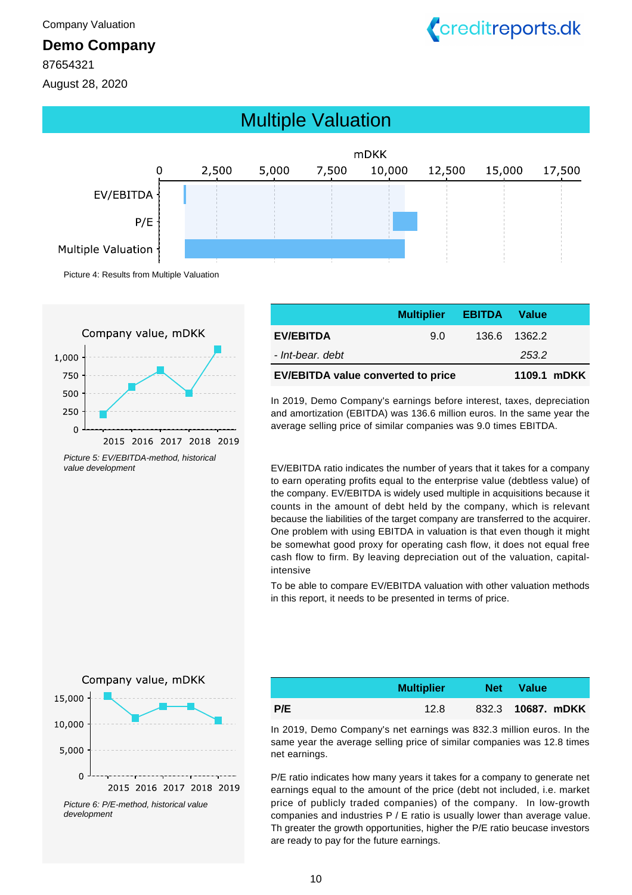Company Valuation

**Demo Company**

87654321

August 28, 2020

# Multiple Valuation

Picture 4: Results from Multiple Valuation

Picture 5: EV/EBITDA-method, historical value development

| | Multiplier | EBITDA | Value |
|---|---|---|---|
| **EV/EBITDA** | 9.0 | 136.6 | 1362.2 |
| *- Int-bear. debt* | | | *253.2* |
| **EV/EBITDA value converted to price** | | | **1109.1 mDKK** |

In 2019, Demo Company's earnings before interest, taxes, depreciation and amortization (EBITDA) was 136.6 million euros. In the same year the average selling price of similar companies was 9.0 times EBITDA.

EV/EBITDA ratio indicates the number of years that it takes for a company to earn operating profits equal to the enterprise value (debtless value) of the company. EV/EBITDA is widely used multiple in acquisitions because it counts in the amount of debt held by the company, which is relevant because the liabilities of the target company are transferred to the acquirer. One problem with using EBITDA in valuation is that even though it might be somewhat good proxy for operating cash flow, it does not equal free cash flow to firm. By leaving depreciation out of the valuation, capital-intensive

To be able to compare EV/EBITDA valuation with other valuation methods in this report, it needs to be presented in terms of price.

Picture 6: P/E-method, historical value development

| | Multiplier | Net | Value |
|---|---|---|---|
| **P/E** | 12.8 | 832.3 | **10687. mDKK** |

In 2019, Demo Company's net earnings was 832.3 million euros. In the same year the average selling price of similar companies was 12.8 times net earnings.

P/E ratio indicates how many years it takes for a company to generate net earnings equal to the amount of the price (debt not included, i.e. market price of publicly traded companies) of the company. In low-growth companies and industries P / E ratio is usually lower than average value. Th greater the growth opportunities, higher the P/E ratio beucase investors are ready to pay for the future earnings.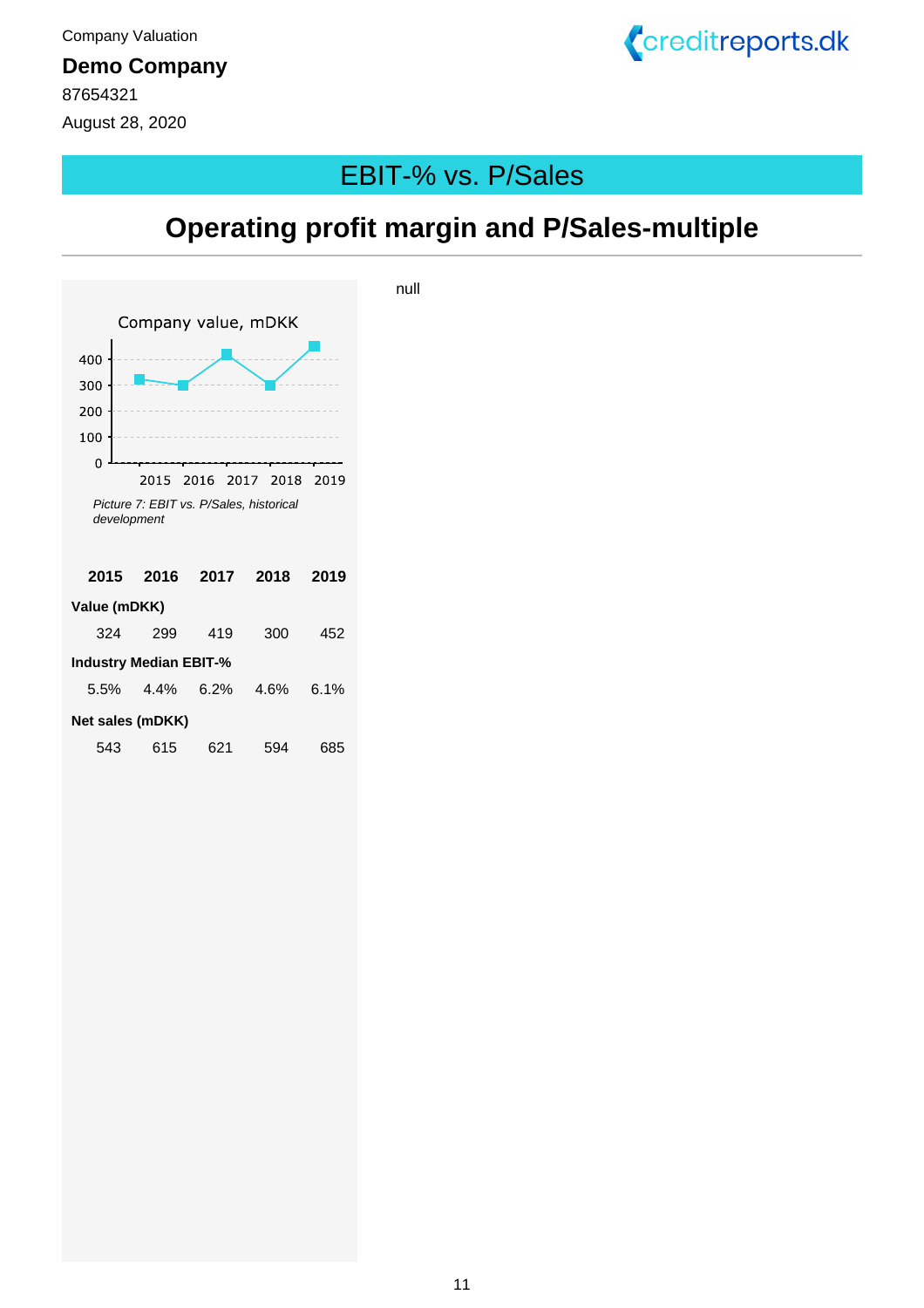Company Valuation

**Demo Company**

87654321

August 28, 2020

## EBIT-% vs. P/Sales

# Operating profit margin and P/Sales-multiple

*Picture 7: EBIT vs. P/Sales, historical development*

| | 2015 | 2016 | 2017 | 2018 | 2019 |
|---|---|---|---|---|---|
| **Value (mDKK)** | 324 | 299 | 419 | 300 | 452 |
| **Industry Median EBIT-%** | 5.5% | 4.4% | 6.2% | 4.6% | 6.1% |
| **Net sales (mDKK)** | 543 | 615 | 621 | 594 | 685 |

null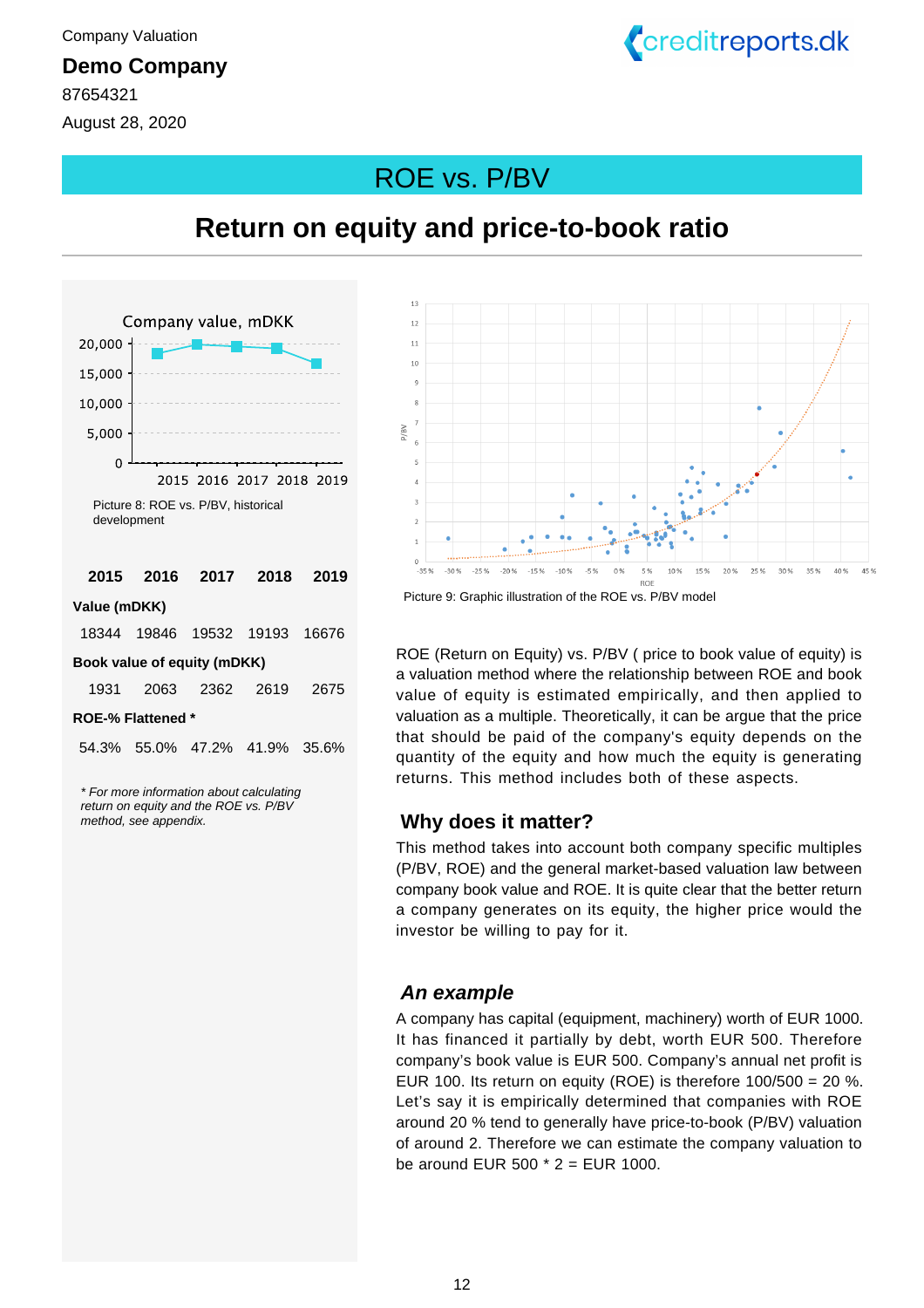Company Valuation

**Demo Company**

87654321

August 28, 2020

# ROE vs. P/BV

## Return on equity and price-to-book ratio

Picture 8: ROE vs. P/BV, historical development

| | 2015 | 2016 | 2017 | 2018 | 2019 |
|---|---|---|---|---|---|
| **Value (mDKK)** | | | | | |
| | 18344 | 19846 | 19532 | 19193 | 16676 |
| **Book value of equity (mDKK)** | | | | | |
| | 1931 | 2063 | 2362 | 2619 | 2675 |
| **ROE-% Flattened \*** | | | | | |
| | 54.3% | 55.0% | 47.2% | 41.9% | 35.6% |

*\* For more information about calculating return on equity and the ROE vs. P/BV method, see appendix.*

Picture 9: Graphic illustration of the ROE vs. P/BV model

ROE (Return on Equity) vs. P/BV ( price to book value of equity) is a valuation method where the relationship between ROE and book value of equity is estimated empirically, and then applied to valuation as a multiple. Theoretically, it can be argue that the price that should be paid of the company's equity depends on the quantity of the equity and how much the equity is generating returns. This method includes both of these aspects.

### Why does it matter?

This method takes into account both company specific multiples (P/BV, ROE) and the general market-based valuation law between company book value and ROE. It is quite clear that the better return a company generates on its equity, the higher price would the investor be willing to pay for it.

### *An example*

A company has capital (equipment, machinery) worth of EUR 1000. It has financed it partially by debt, worth EUR 500. Therefore company's book value is EUR 500. Company's annual net profit is EUR 100. Its return on equity (ROE) is therefore 100/500 = 20 %. Let's say it is empirically determined that companies with ROE around 20 % tend to generally have price-to-book (P/BV) valuation of around 2. Therefore we can estimate the company valuation to be around EUR 500 * 2 = EUR 1000.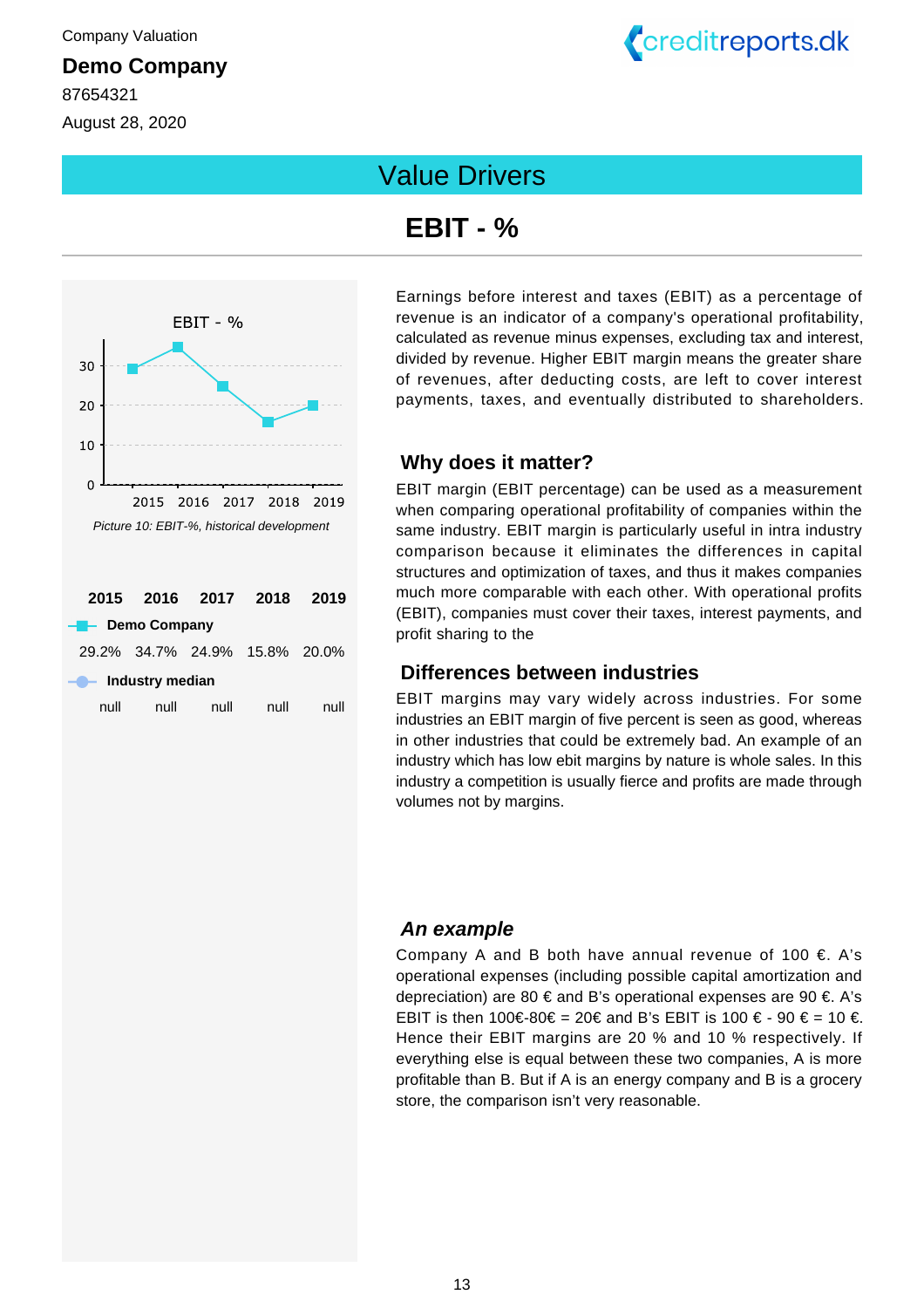Company Valuation

**Demo Company**

87654321

August 28, 2020

# Value Drivers

## EBIT - %

Picture 10: EBIT-%, historical development

| | 2015 | 2016 | 2017 | 2018 | 2019 |
|---|---|---|---|---|---|
| **Demo Company** | 29.2% | 34.7% | 24.9% | 15.8% | 20.0% |
| **Industry median** | null | null | null | null | null |

Earnings before interest and taxes (EBIT) as a percentage of revenue is an indicator of a company's operational profitability, calculated as revenue minus expenses, excluding tax and interest, divided by revenue. Higher EBIT margin means the greater share of revenues, after deducting costs, are left to cover interest payments, taxes, and eventually distributed to shareholders.

### Why does it matter?

EBIT margin (EBIT percentage) can be used as a measurement when comparing operational profitability of companies within the same industry. EBIT margin is particularly useful in intra industry comparison because it eliminates the differences in capital structures and optimization of taxes, and thus it makes companies much more comparable with each other. With operational profits (EBIT), companies must cover their taxes, interest payments, and profit sharing to the

### Differences between industries

EBIT margins may vary widely across industries. For some industries an EBIT margin of five percent is seen as good, whereas in other industries that could be extremely bad. An example of an industry which has low ebit margins by nature is whole sales. In this industry a competition is usually fierce and profits are made through volumes not by margins.

### *An example*

Company A and B both have annual revenue of 100 €. A's operational expenses (including possible capital amortization and depreciation) are 80 € and B's operational expenses are 90 €. A's EBIT is then 100€-80€ = 20€ and B's EBIT is 100 € - 90 € = 10 €. Hence their EBIT margins are 20 % and 10 % respectively. If everything else is equal between these two companies, A is more profitable than B. But if A is an energy company and B is a grocery store, the comparison isn't very reasonable.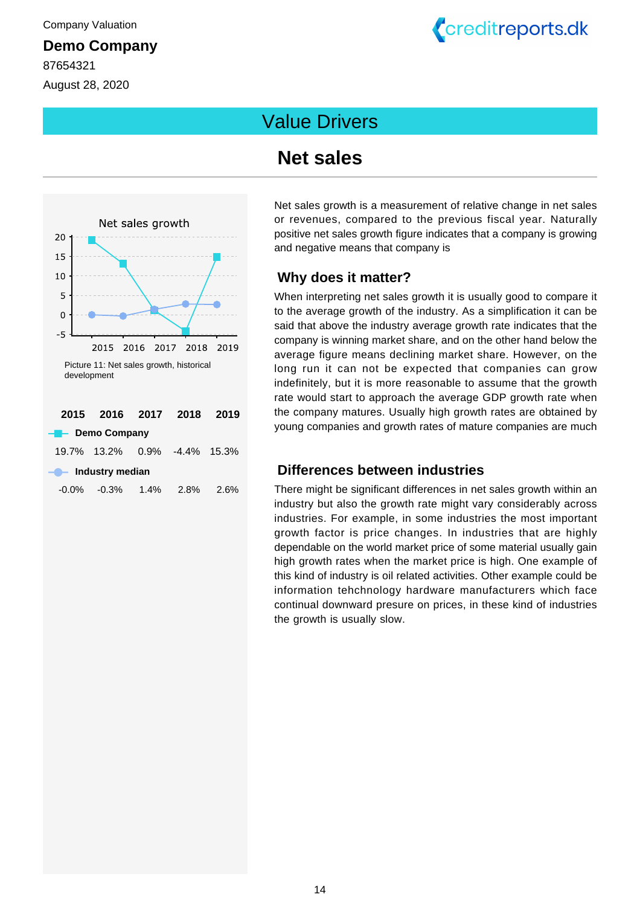Company Valuation

**Demo Company**

87654321

August 28, 2020

# Value Drivers

## Net sales

Picture 11: Net sales growth, historical development

| | 2015 | 2016 | 2017 | 2018 | 2019 |
|---|---|---|---|---|---|
| **Demo Company** | 19.7% | 13.2% | 0.9% | -4.4% | 15.3% |
| **Industry median** | -0.0% | -0.3% | 1.4% | 2.8% | 2.6% |

Net sales growth is a measurement of relative change in net sales or revenues, compared to the previous fiscal year. Naturally positive net sales growth figure indicates that a company is growing and negative means that company is

### Why does it matter?

When interpreting net sales growth it is usually good to compare it to the average growth of the industry. As a simplification it can be said that above the industry average growth rate indicates that the company is winning market share, and on the other hand below the average figure means declining market share. However, on the long run it can not be expected that companies can grow indefinitely, but it is more reasonable to assume that the growth rate would start to approach the average GDP growth rate when the company matures. Usually high growth rates are obtained by young companies and growth rates of mature companies are much

### Differences between industries

There might be significant differences in net sales growth within an industry but also the growth rate might vary considerably across industries. For example, in some industries the most important growth factor is price changes. In industries that are highly dependable on the world market price of some material usually gain high growth rates when the market price is high. One example of this kind of industry is oil related activities. Other example could be information tehchnology hardware manufacturers which face continual downward presure on prices, in these kind of industries the growth is usually slow.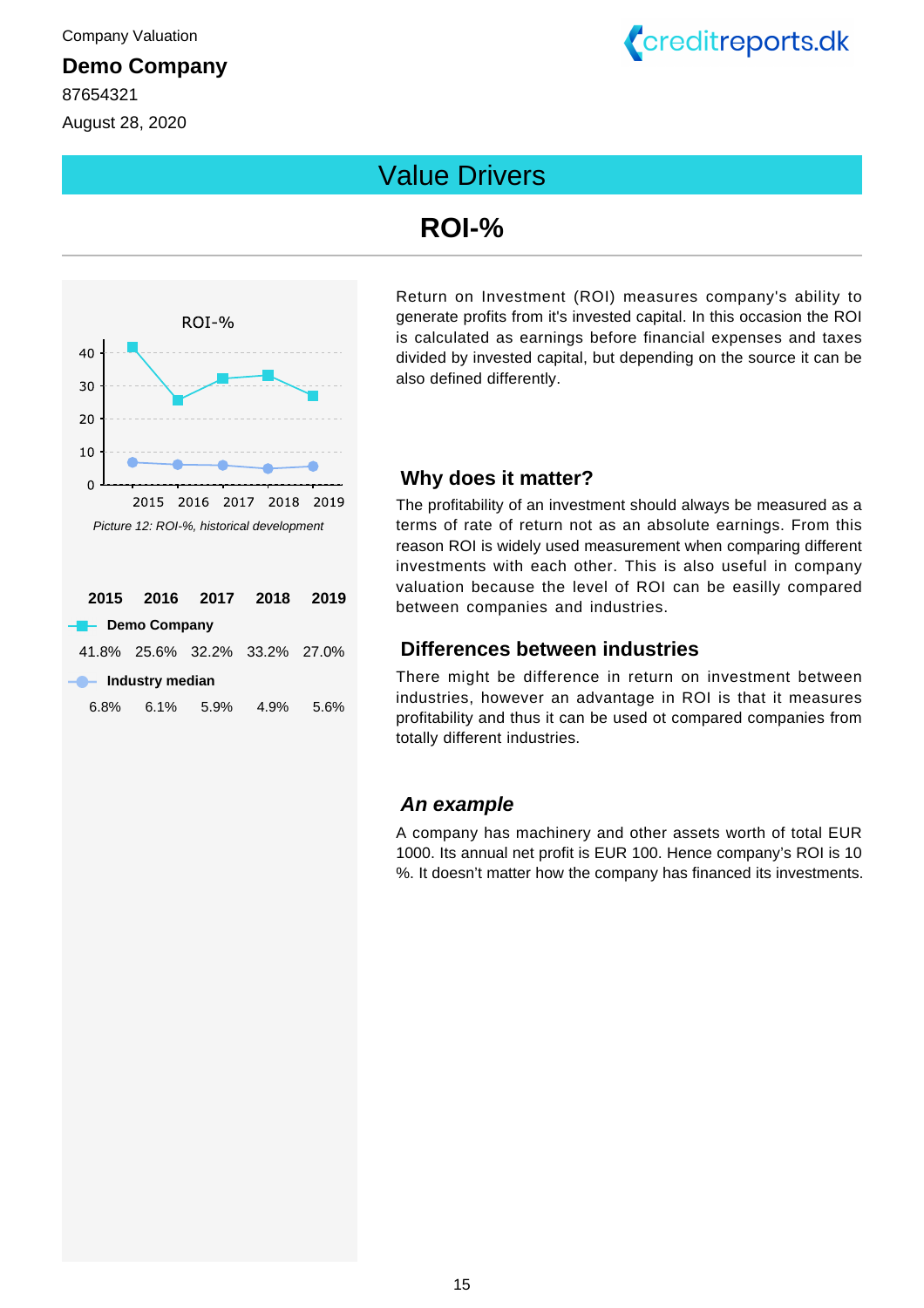Company Valuation

**Demo Company**

87654321

August 28, 2020

# Value Drivers

## ROI-%

Picture 12: ROI-%, historical development

| | 2015 | 2016 | 2017 | 2018 | 2019 |
|---|---|---|---|---|---|
| **Demo Company** | 41.8% | 25.6% | 32.2% | 33.2% | 27.0% |
| **Industry median** | 6.8% | 6.1% | 5.9% | 4.9% | 5.6% |

Return on Investment (ROI) measures company's ability to generate profits from it's invested capital. In this occasion the ROI is calculated as earnings before financial expenses and taxes divided by invested capital, but depending on the source it can be also defined differently.

### Why does it matter?

The profitability of an investment should always be measured as a terms of rate of return not as an absolute earnings. From this reason ROI is widely used measurement when comparing different investments with each other. This is also useful in company valuation because the level of ROI can be easilly compared between companies and industries.

### Differences between industries

There might be difference in return on investment between industries, however an advantage in ROI is that it measures profitability and thus it can be used ot compared companies from totally different industries.

### *An example*

A company has machinery and other assets worth of total EUR 1000. Its annual net profit is EUR 100. Hence company's ROI is 10 %. It doesn't matter how the company has financed its investments.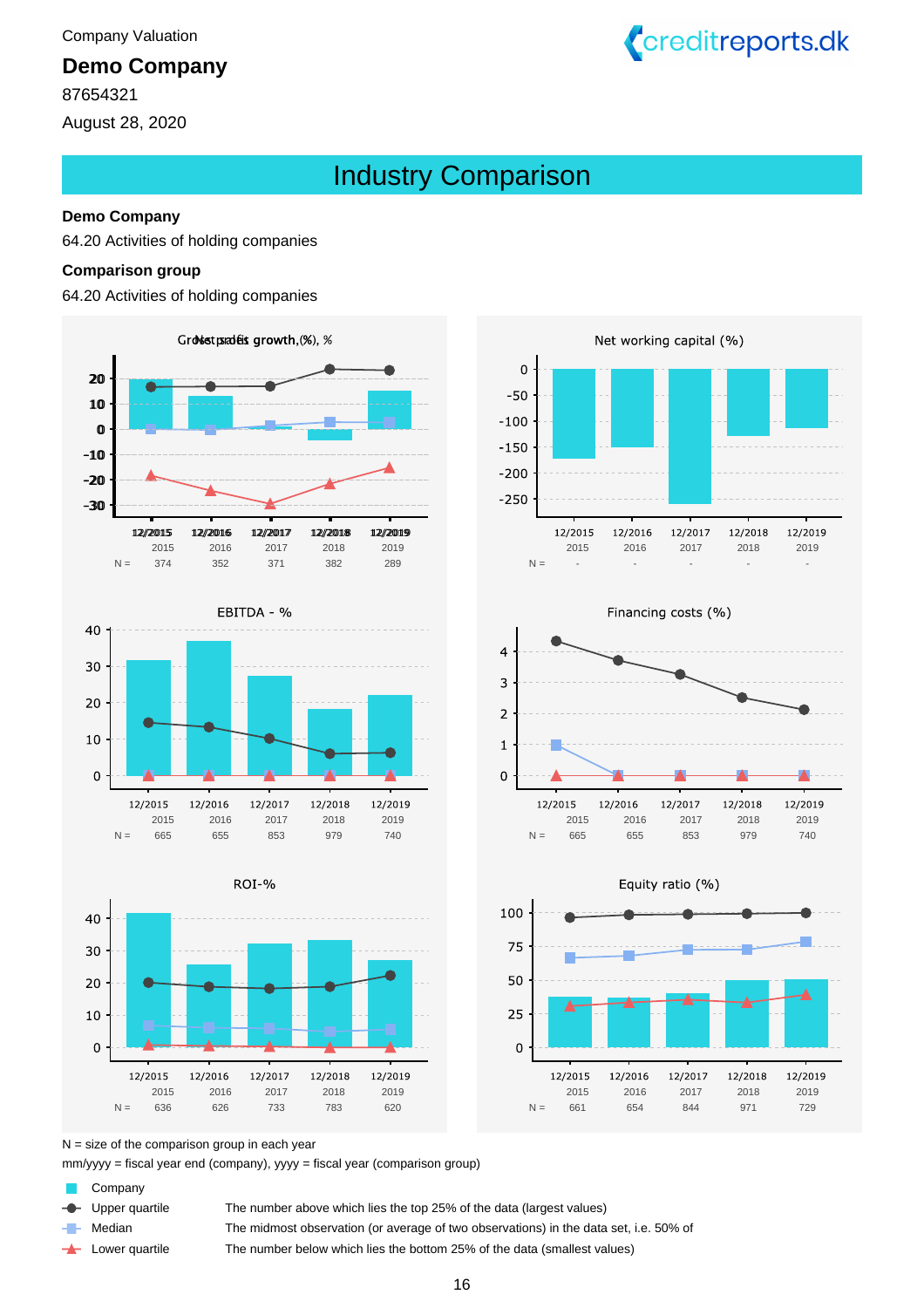Company Valuation

**Demo Company**

87654321

August 28, 2020

## Industry Comparison

**Demo Company**

64.20 Activities of holding companies

**Comparison group**

64.20 Activities of holding companies

Gross profit growth (%), Net sales growth, %

| | 12/2015 | 12/2016 | 12/2017 | 12/2018 | 12/2019 |
|---|---|---|---|---|---|
| | 2015 | 2016 | 2017 | 2018 | 2019 |
| N = | 374 | 352 | 371 | 382 | 289 |

Net working capital (%)

| | 12/2015 | 12/2016 | 12/2017 | 12/2018 | 12/2019 |
|---|---|---|---|---|---|
| | 2015 | 2016 | 2017 | 2018 | 2019 |
| N = | - | - | - | - | - |

EBITDA - %

| | 12/2015 | 12/2016 | 12/2017 | 12/2018 | 12/2019 |
|---|---|---|---|---|---|
| | 2015 | 2016 | 2017 | 2018 | 2019 |
| N = | 665 | 655 | 853 | 979 | 740 |

Financing costs (%)

| | 12/2015 | 12/2016 | 12/2017 | 12/2018 | 12/2019 |
|---|---|---|---|---|---|
| | 2015 | 2016 | 2017 | 2018 | 2019 |
| N = | 665 | 655 | 853 | 979 | 740 |

ROI-%

| | 12/2015 | 12/2016 | 12/2017 | 12/2018 | 12/2019 |
|---|---|---|---|---|---|
| | 2015 | 2016 | 2017 | 2018 | 2019 |
| N = | 636 | 626 | 733 | 783 | 620 |

Equity ratio (%)

| | 12/2015 | 12/2016 | 12/2017 | 12/2018 | 12/2019 |
|---|---|---|---|---|---|
| | 2015 | 2016 | 2017 | 2018 | 2019 |
| N = | 661 | 654 | 844 | 971 | 729 |

N = size of the comparison group in each year

mm/yyyy = fiscal year end (company), yyyy = fiscal year (comparison group)

| | |
|---|---|
| Company | |
| Upper quartile | The number above which lies the top 25% of the data (largest values) |
| Median | The midmost observation (or average of two observations) in the data set, i.e. 50% of |
| Lower quartile | The number below which lies the bottom 25% of the data (smallest values) |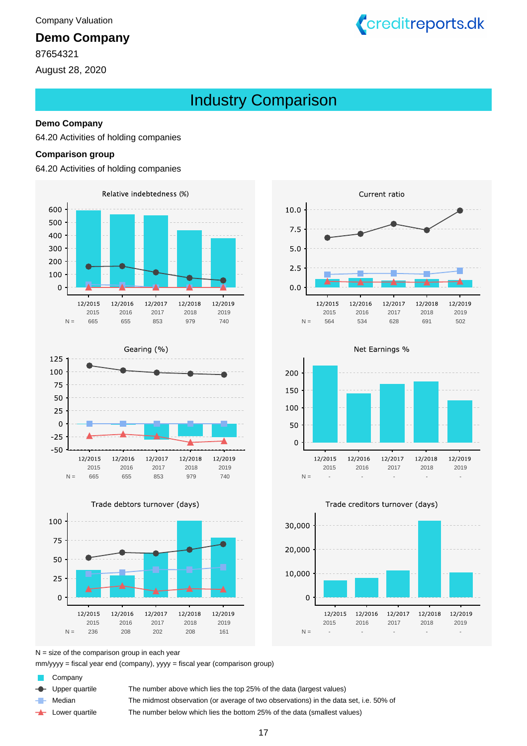Company Valuation

**Demo Company**

87654321

August 28, 2020

# Industry Comparison

**Demo Company**

64.20 Activities of holding companies

**Comparison group**

64.20 Activities of holding companies

### Relative indebtedness (%)

| | 12/2015 2015 | 12/2016 2016 | 12/2017 2017 | 12/2018 2018 | 12/2019 2019 |
|---|---|---|---|---|---|
| N = | 665 | 655 | 853 | 979 | 740 |

### Current ratio

| | 12/2015 2015 | 12/2016 2016 | 12/2017 2017 | 12/2018 2018 | 12/2019 2019 |
|---|---|---|---|---|---|
| N = | 564 | 534 | 628 | 691 | 502 |

### Gearing (%)

| | 12/2015 2015 | 12/2016 2016 | 12/2017 2017 | 12/2018 2018 | 12/2019 2019 |
|---|---|---|---|---|---|
| N = | 665 | 655 | 853 | 979 | 740 |

### Net Earnings %

| | 12/2015 2015 | 12/2016 2016 | 12/2017 2017 | 12/2018 2018 | 12/2019 2019 |
|---|---|---|---|---|---|
| N = | - | - | - | - | - |

### Trade debtors turnover (days)

| | 12/2015 2015 | 12/2016 2016 | 12/2017 2017 | 12/2018 2018 | 12/2019 2019 |
|---|---|---|---|---|---|
| N = | 236 | 208 | 202 | 208 | 161 |

### Trade creditors turnover (days)

| | 12/2015 2015 | 12/2016 2016 | 12/2017 2017 | 12/2018 2018 | 12/2019 2019 |
|---|---|---|---|---|---|
| N = | - | - | - | - | - |

N = size of the comparison group in each year

mm/yyyy = fiscal year end (company), yyyy = fiscal year (comparison group)

| | |
|---|---|
| Company | |
| Upper quartile | The number above which lies the top 25% of the data (largest values) |
| Median | The midmost observation (or average of two observations) in the data set, i.e. 50% of |
| Lower quartile | The number below which lies the bottom 25% of the data (smallest values) |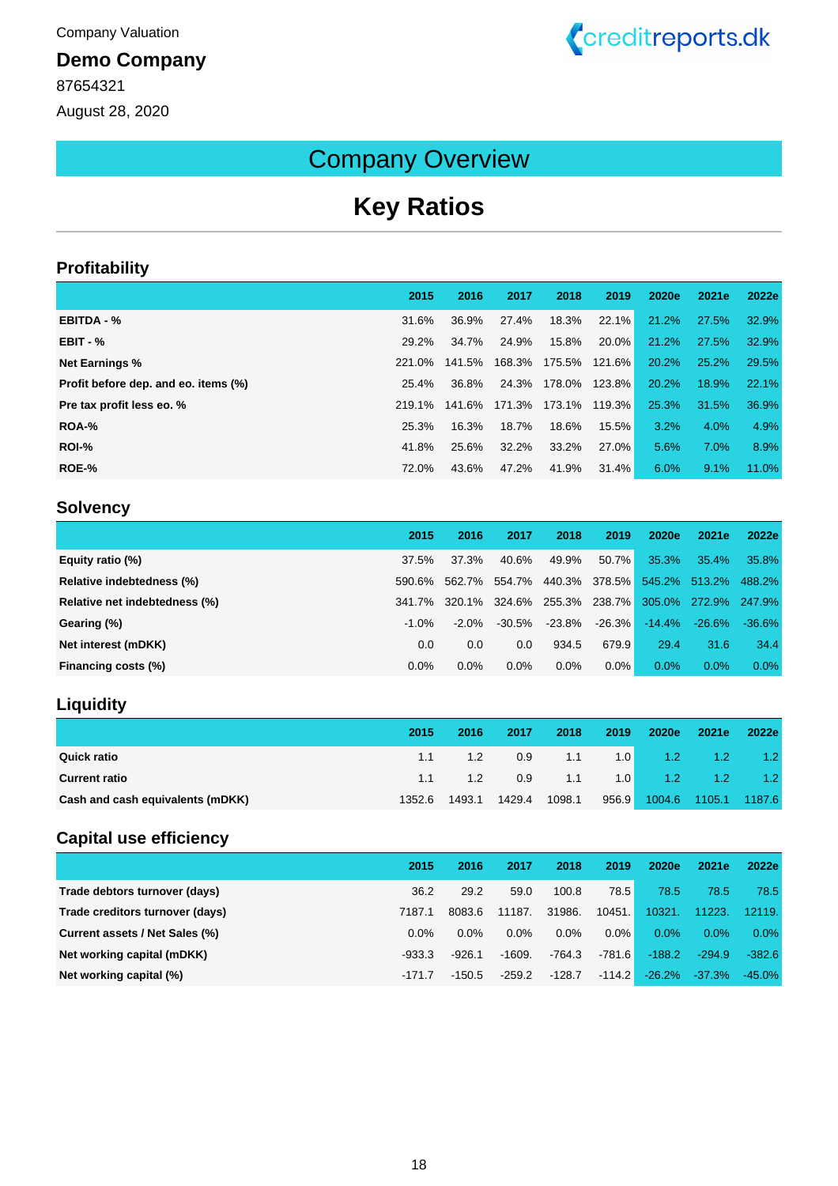Company Valuation

**Demo Company**

87654321

August 28, 2020

# Company Overview

## Key Ratios

### Profitability

| | 2015 | 2016 | 2017 | 2018 | 2019 | 2020e | 2021e | 2022e |
|---|---|---|---|---|---|---|---|---|
| **EBITDA - %** | 31.6% | 36.9% | 27.4% | 18.3% | 22.1% | 21.2% | 27.5% | 32.9% |
| **EBIT - %** | 29.2% | 34.7% | 24.9% | 15.8% | 20.0% | 21.2% | 27.5% | 32.9% |
| **Net Earnings %** | 221.0% | 141.5% | 168.3% | 175.5% | 121.6% | 20.2% | 25.2% | 29.5% |
| **Profit before dep. and eo. items (%)** | 25.4% | 36.8% | 24.3% | 178.0% | 123.8% | 20.2% | 18.9% | 22.1% |
| **Pre tax profit less eo. %** | 219.1% | 141.6% | 171.3% | 173.1% | 119.3% | 25.3% | 31.5% | 36.9% |
| **ROA-%** | 25.3% | 16.3% | 18.7% | 18.6% | 15.5% | 3.2% | 4.0% | 4.9% |
| **ROI-%** | 41.8% | 25.6% | 32.2% | 33.2% | 27.0% | 5.6% | 7.0% | 8.9% |
| **ROE-%** | 72.0% | 43.6% | 47.2% | 41.9% | 31.4% | 6.0% | 9.1% | 11.0% |

### Solvency

| | 2015 | 2016 | 2017 | 2018 | 2019 | 2020e | 2021e | 2022e |
|---|---|---|---|---|---|---|---|---|
| **Equity ratio (%)** | 37.5% | 37.3% | 40.6% | 49.9% | 50.7% | 35.3% | 35.4% | 35.8% |
| **Relative indebtedness (%)** | 590.6% | 562.7% | 554.7% | 440.3% | 378.5% | 545.2% | 513.2% | 488.2% |
| **Relative net indebtedness (%)** | 341.7% | 320.1% | 324.6% | 255.3% | 238.7% | 305.0% | 272.9% | 247.9% |
| **Gearing (%)** | -1.0% | -2.0% | -30.5% | -23.8% | -26.3% | -14.4% | -26.6% | -36.6% |
| **Net interest (mDKK)** | 0.0 | 0.0 | 0.0 | 934.5 | 679.9 | 29.4 | 31.6 | 34.4 |
| **Financing costs (%)** | 0.0% | 0.0% | 0.0% | 0.0% | 0.0% | 0.0% | 0.0% | 0.0% |

### Liquidity

| | 2015 | 2016 | 2017 | 2018 | 2019 | 2020e | 2021e | 2022e |
|---|---|---|---|---|---|---|---|---|
| **Quick ratio** | 1.1 | 1.2 | 0.9 | 1.1 | 1.0 | 1.2 | 1.2 | 1.2 |
| **Current ratio** | 1.1 | 1.2 | 0.9 | 1.1 | 1.0 | 1.2 | 1.2 | 1.2 |
| **Cash and cash equivalents (mDKK)** | 1352.6 | 1493.1 | 1429.4 | 1098.1 | 956.9 | 1004.6 | 1105.1 | 1187.6 |

### Capital use efficiency

| | 2015 | 2016 | 2017 | 2018 | 2019 | 2020e | 2021e | 2022e |
|---|---|---|---|---|---|---|---|---|
| **Trade debtors turnover (days)** | 36.2 | 29.2 | 59.0 | 100.8 | 78.5 | 78.5 | 78.5 | 78.5 |
| **Trade creditors turnover (days)** | 7187.1 | 8083.6 | 11187. | 31986. | 10451. | 10321. | 11223. | 12119. |
| **Current assets / Net Sales (%)** | 0.0% | 0.0% | 0.0% | 0.0% | 0.0% | 0.0% | 0.0% | 0.0% |
| **Net working capital (mDKK)** | -933.3 | -926.1 | -1609. | -764.3 | -781.6 | -188.2 | -294.9 | -382.6 |
| **Net working capital (%)** | -171.7 | -150.5 | -259.2 | -128.7 | -114.2 | -26.2% | -37.3% | -45.0% |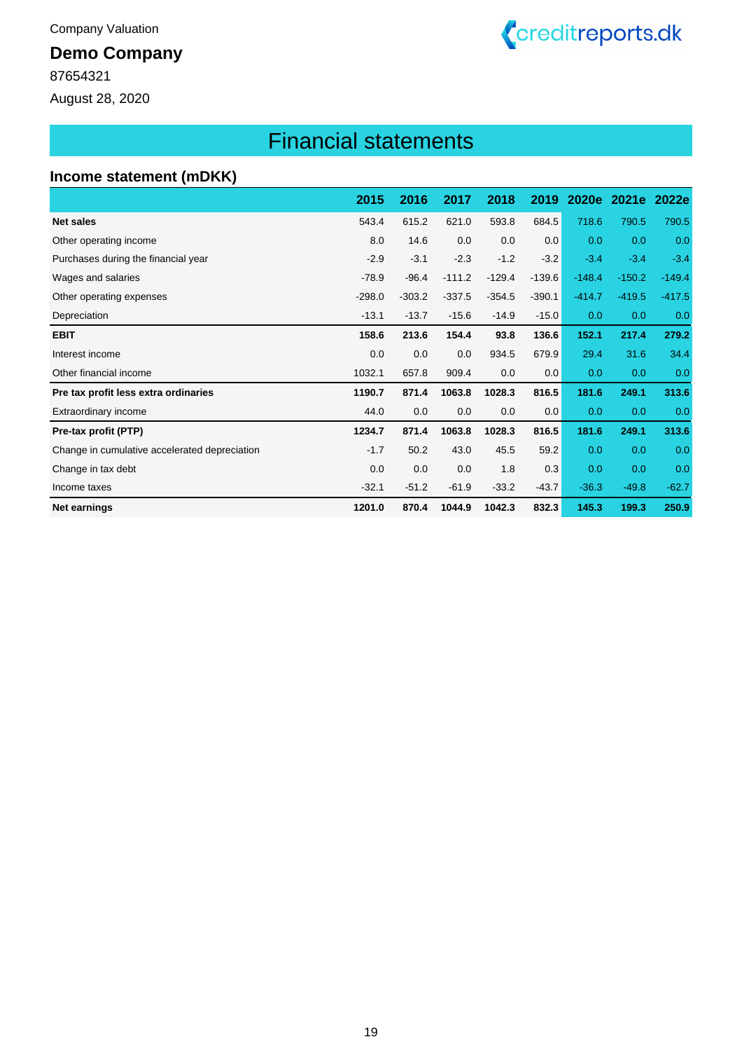Company Valuation

**Demo Company**

87654321

August 28, 2020

# Financial statements

## Income statement (mDKK)

| | 2015 | 2016 | 2017 | 2018 | 2019 | 2020e | 2021e | 2022e |
|---|---|---|---|---|---|---|---|---|
| **Net sales** | 543.4 | 615.2 | 621.0 | 593.8 | 684.5 | 718.6 | 790.5 | 790.5 |
| Other operating income | 8.0 | 14.6 | 0.0 | 0.0 | 0.0 | 0.0 | 0.0 | 0.0 |
| Purchases during the financial year | -2.9 | -3.1 | -2.3 | -1.2 | -3.2 | -3.4 | -3.4 | -3.4 |
| Wages and salaries | -78.9 | -96.4 | -111.2 | -129.4 | -139.6 | -148.4 | -150.2 | -149.4 |
| Other operating expenses | -298.0 | -303.2 | -337.5 | -354.5 | -390.1 | -414.7 | -419.5 | -417.5 |
| Depreciation | -13.1 | -13.7 | -15.6 | -14.9 | -15.0 | 0.0 | 0.0 | 0.0 |
| **EBIT** | **158.6** | **213.6** | **154.4** | **93.8** | **136.6** | **152.1** | **217.4** | **279.2** |
| Interest income | 0.0 | 0.0 | 0.0 | 934.5 | 679.9 | 29.4 | 31.6 | 34.4 |
| Other financial income | 1032.1 | 657.8 | 909.4 | 0.0 | 0.0 | 0.0 | 0.0 | 0.0 |
| **Pre tax profit less extra ordinaries** | **1190.7** | **871.4** | **1063.8** | **1028.3** | **816.5** | **181.6** | **249.1** | **313.6** |
| Extraordinary income | 44.0 | 0.0 | 0.0 | 0.0 | 0.0 | 0.0 | 0.0 | 0.0 |
| **Pre-tax profit (PTP)** | **1234.7** | **871.4** | **1063.8** | **1028.3** | **816.5** | **181.6** | **249.1** | **313.6** |
| Change in cumulative accelerated depreciation | -1.7 | 50.2 | 43.0 | 45.5 | 59.2 | 0.0 | 0.0 | 0.0 |
| Change in tax debt | 0.0 | 0.0 | 0.0 | 1.8 | 0.3 | 0.0 | 0.0 | 0.0 |
| Income taxes | -32.1 | -51.2 | -61.9 | -33.2 | -43.7 | -36.3 | -49.8 | -62.7 |
| **Net earnings** | **1201.0** | **870.4** | **1044.9** | **1042.3** | **832.3** | **145.3** | **199.3** | **250.9** |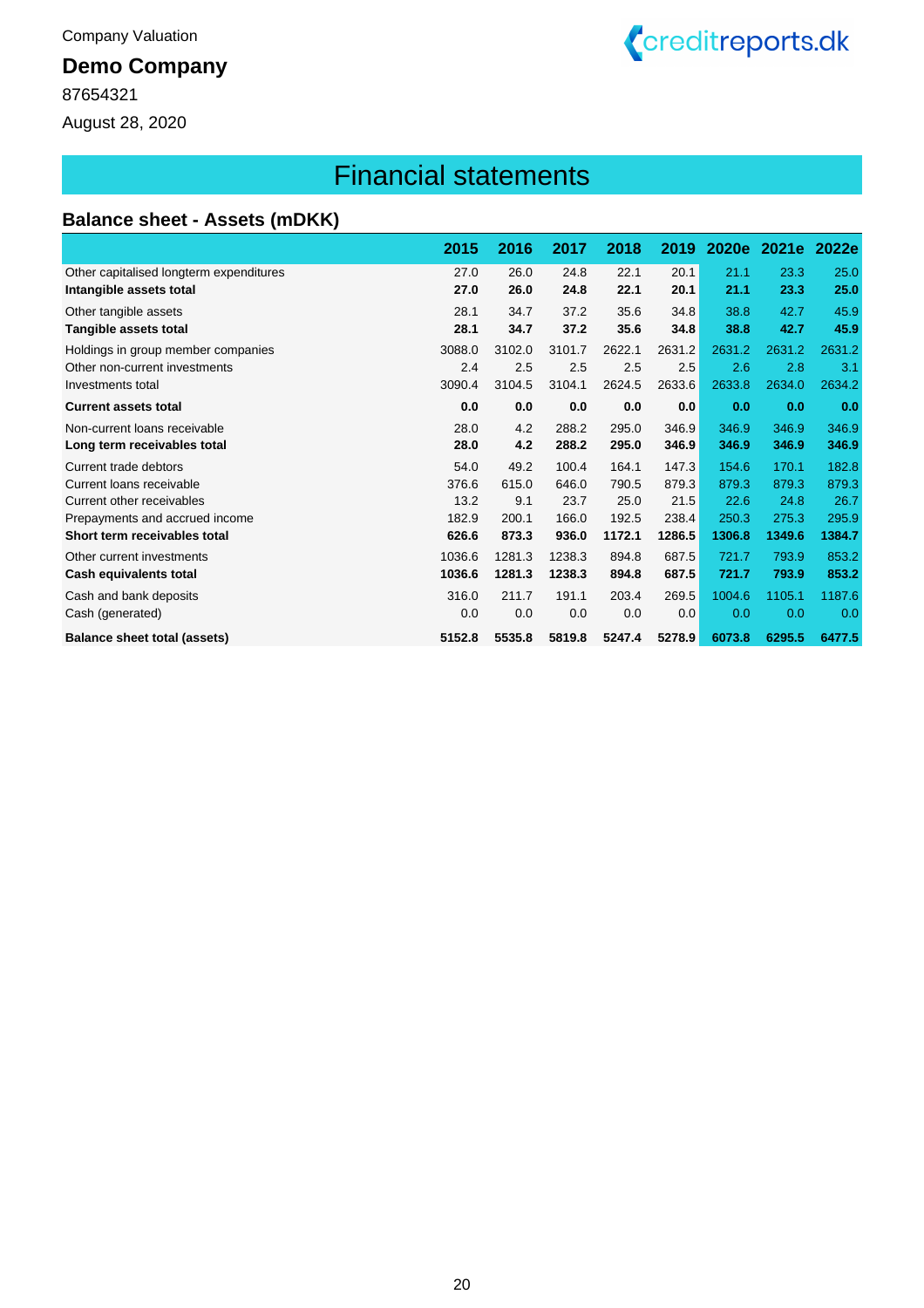Company Valuation

**Demo Company**

87654321

August 28, 2020

# Financial statements

## Balance sheet - Assets (mDKK)

| | 2015 | 2016 | 2017 | 2018 | 2019 | 2020e | 2021e | 2022e |
|---|---|---|---|---|---|---|---|---|
| Other capitalised longterm expenditures | 27.0 | 26.0 | 24.8 | 22.1 | 20.1 | 21.1 | 23.3 | 25.0 |
| **Intangible assets total** | **27.0** | **26.0** | **24.8** | **22.1** | **20.1** | **21.1** | **23.3** | **25.0** |
| Other tangible assets | 28.1 | 34.7 | 37.2 | 35.6 | 34.8 | 38.8 | 42.7 | 45.9 |
| **Tangible assets total** | **28.1** | **34.7** | **37.2** | **35.6** | **34.8** | **38.8** | **42.7** | **45.9** |
| Holdings in group member companies | 3088.0 | 3102.0 | 3101.7 | 2622.1 | 2631.2 | 2631.2 | 2631.2 | 2631.2 |
| Other non-current investments | 2.4 | 2.5 | 2.5 | 2.5 | 2.5 | 2.6 | 2.8 | 3.1 |
| Investments total | 3090.4 | 3104.5 | 3104.1 | 2624.5 | 2633.6 | 2633.8 | 2634.0 | 2634.2 |
| **Current assets total** | **0.0** | **0.0** | **0.0** | **0.0** | **0.0** | **0.0** | **0.0** | **0.0** |
| Non-current loans receivable | 28.0 | 4.2 | 288.2 | 295.0 | 346.9 | 346.9 | 346.9 | 346.9 |
| **Long term receivables total** | **28.0** | **4.2** | **288.2** | **295.0** | **346.9** | **346.9** | **346.9** | **346.9** |
| Current trade debtors | 54.0 | 49.2 | 100.4 | 164.1 | 147.3 | 154.6 | 170.1 | 182.8 |
| Current loans receivable | 376.6 | 615.0 | 646.0 | 790.5 | 879.3 | 879.3 | 879.3 | 879.3 |
| Current other receivables | 13.2 | 9.1 | 23.7 | 25.0 | 21.5 | 22.6 | 24.8 | 26.7 |
| Prepayments and accrued income | 182.9 | 200.1 | 166.0 | 192.5 | 238.4 | 250.3 | 275.3 | 295.9 |
| **Short term receivables total** | **626.6** | **873.3** | **936.0** | **1172.1** | **1286.5** | **1306.8** | **1349.6** | **1384.7** |
| Other current investments | 1036.6 | 1281.3 | 1238.3 | 894.8 | 687.5 | 721.7 | 793.9 | 853.2 |
| **Cash equivalents total** | **1036.6** | **1281.3** | **1238.3** | **894.8** | **687.5** | **721.7** | **793.9** | **853.2** |
| Cash and bank deposits | 316.0 | 211.7 | 191.1 | 203.4 | 269.5 | 1004.6 | 1105.1 | 1187.6 |
| Cash (generated) | 0.0 | 0.0 | 0.0 | 0.0 | 0.0 | 0.0 | 0.0 | 0.0 |
| **Balance sheet total (assets)** | **5152.8** | **5535.8** | **5819.8** | **5247.4** | **5278.9** | **6073.8** | **6295.5** | **6477.5** |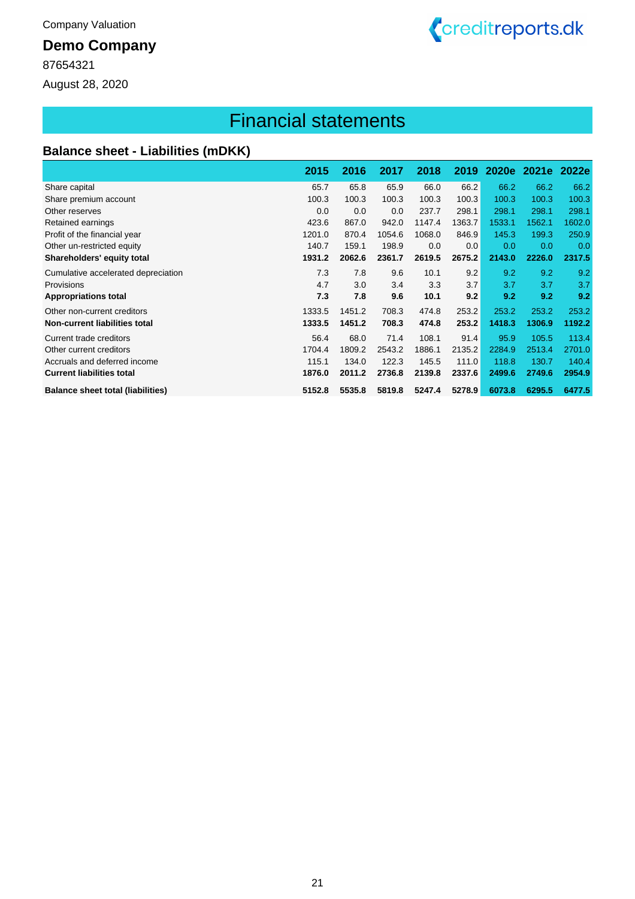Company Valuation

**Demo Company**

87654321

August 28, 2020

# Financial statements

## Balance sheet - Liabilities (mDKK)

| | 2015 | 2016 | 2017 | 2018 | 2019 | 2020e | 2021e | 2022e |
|---|---|---|---|---|---|---|---|---|
| Share capital | 65.7 | 65.8 | 65.9 | 66.0 | 66.2 | 66.2 | 66.2 | 66.2 |
| Share premium account | 100.3 | 100.3 | 100.3 | 100.3 | 100.3 | 100.3 | 100.3 | 100.3 |
| Other reserves | 0.0 | 0.0 | 0.0 | 237.7 | 298.1 | 298.1 | 298.1 | 298.1 |
| Retained earnings | 423.6 | 867.0 | 942.0 | 1147.4 | 1363.7 | 1533.1 | 1562.1 | 1602.0 |
| Profit of the financial year | 1201.0 | 870.4 | 1054.6 | 1068.0 | 846.9 | 145.3 | 199.3 | 250.9 |
| Other un-restricted equity | 140.7 | 159.1 | 198.9 | 0.0 | 0.0 | 0.0 | 0.0 | 0.0 |
| **Shareholders' equity total** | **1931.2** | **2062.6** | **2361.7** | **2619.5** | **2675.2** | **2143.0** | **2226.0** | **2317.5** |
| Cumulative accelerated depreciation | 7.3 | 7.8 | 9.6 | 10.1 | 9.2 | 9.2 | 9.2 | 9.2 |
| Provisions | 4.7 | 3.0 | 3.4 | 3.3 | 3.7 | 3.7 | 3.7 | 3.7 |
| **Appropriations total** | **7.3** | **7.8** | **9.6** | **10.1** | **9.2** | **9.2** | **9.2** | **9.2** |
| Other non-current creditors | 1333.5 | 1451.2 | 708.3 | 474.8 | 253.2 | 253.2 | 253.2 | 253.2 |
| **Non-current liabilities total** | **1333.5** | **1451.2** | **708.3** | **474.8** | **253.2** | **1418.3** | **1306.9** | **1192.2** |
| Current trade creditors | 56.4 | 68.0 | 71.4 | 108.1 | 91.4 | 95.9 | 105.5 | 113.4 |
| Other current creditors | 1704.4 | 1809.2 | 2543.2 | 1886.1 | 2135.2 | 2284.9 | 2513.4 | 2701.0 |
| Accruals and deferred income | 115.1 | 134.0 | 122.3 | 145.5 | 111.0 | 118.8 | 130.7 | 140.4 |
| **Current liabilities total** | **1876.0** | **2011.2** | **2736.8** | **2139.8** | **2337.6** | **2499.6** | **2749.6** | **2954.9** |
| **Balance sheet total (liabilities)** | **5152.8** | **5535.8** | **5819.8** | **5247.4** | **5278.9** | **6073.8** | **6295.5** | **6477.5** |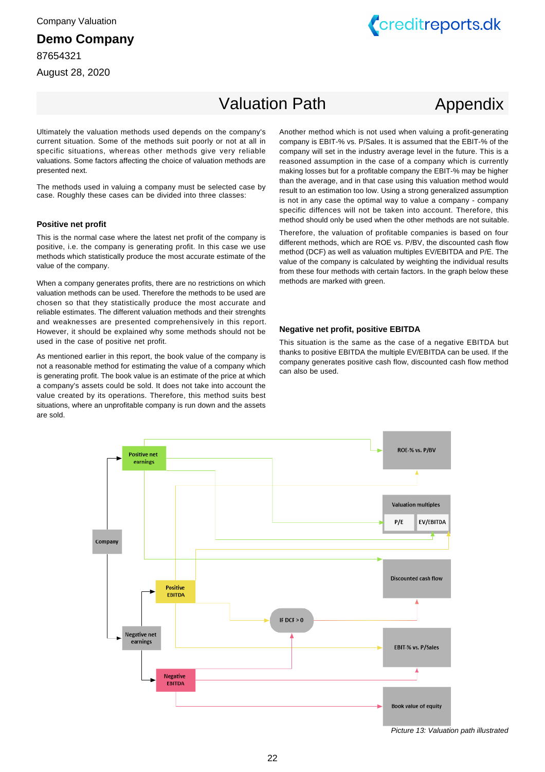Company Valuation

**Demo Company**

87654321

August 28, 2020

# Valuation Path

## Appendix

Ultimately the valuation methods used depends on the company's current situation. Some of the methods suit poorly or not at all in specific situations, whereas other methods give very reliable valuations. Some factors affecting the choice of valuation methods are presented next.

The methods used in valuing a company must be selected case by case. Roughly these cases can be divided into three classes:

### Positive net profit

This is the normal case where the latest net profit of the company is positive, i.e. the company is generating profit. In this case we use methods which statistically produce the most accurate estimate of the value of the company.

When a company generates profits, there are no restrictions on which valuation methods can be used. Therefore the methods to be used are chosen so that they statistically produce the most accurate and reliable estimates. The different valuation methods and their strenghts and weaknesses are presented comprehensively in this report. However, it should be explained why some methods should not be used in the case of positive net profit.

As mentioned earlier in this report, the book value of the company is not a reasonable method for estimating the value of a company which is generating profit. The book value is an estimate of the price at which a company's assets could be sold. It does not take into account the value created by its operations. Therefore, this method suits best situations, where an unprofitable company is run down and the assets are sold.

Another method which is not used when valuing a profit-generating company is EBIT-% vs. P/Sales. It is assumed that the EBIT-% of the company will set in the industry average level in the future. This is a reasoned assumption in the case of a company which is currently making losses but for a profitable company the EBIT-% may be higher than the average, and in that case using this valuation method would result to an estimation too low. Using a strong generalized assumption is not in any case the optimal way to value a company - company specific diffences will not be taken into account. Therefore, this method should only be used when the other methods are not suitable.

Therefore, the valuation of profitable companies is based on four different methods, which are ROE vs. P/BV, the discounted cash flow method (DCF) as well as valuation multiples EV/EBITDA and P/E. The value of the company is calculated by weighting the individual results from these four methods with certain factors. In the graph below these methods are marked with green.

### Negative net profit, positive EBITDA

This situation is the same as the case of a negative EBITDA but thanks to positive EBITDA the multiple EV/EBITDA can be used. If the company generates positive cash flow, discounted cash flow method can also be used.

*Picture 13: Valuation path illustrated*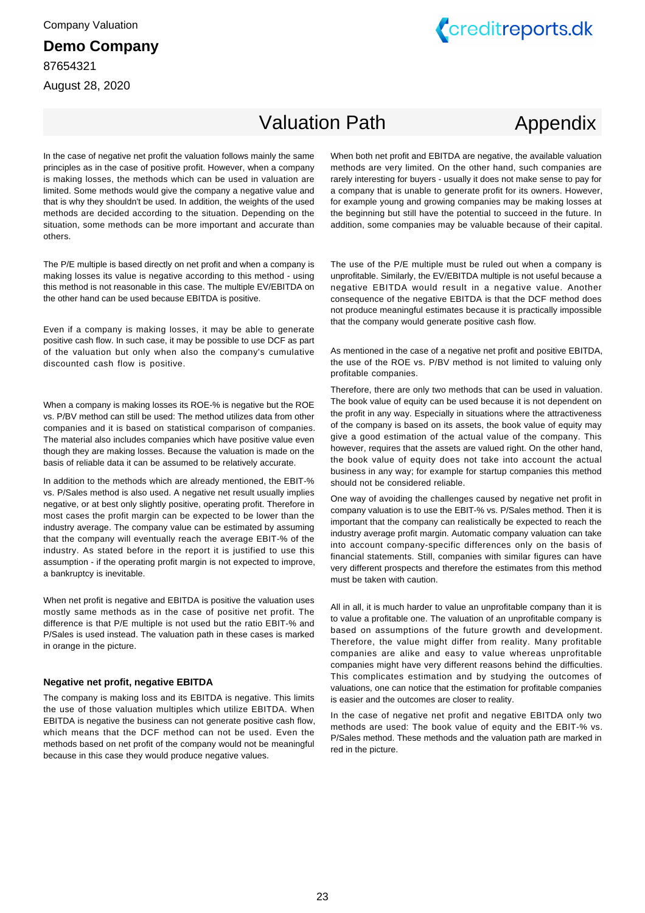# Valuation Path

# Appendix

In the case of negative net profit the valuation follows mainly the same principles as in the case of positive profit. However, when a company is making losses, the methods which can be used in valuation are limited. Some methods would give the company a negative value and that is why they shouldn't be used. In addition, the weights of the used methods are decided according to the situation. Depending on the situation, some methods can be more important and accurate than others.

The P/E multiple is based directly on net profit and when a company is making losses its value is negative according to this method - using this method is not reasonable in this case. The multiple EV/EBITDA on the other hand can be used because EBITDA is positive.

Even if a company is making losses, it may be able to generate positive cash flow. In such case, it may be possible to use DCF as part of the valuation but only when also the company's cumulative discounted cash flow is positive.

When a company is making losses its ROE-% is negative but the ROE vs. P/BV method can still be used: The method utilizes data from other companies and it is based on statistical comparison of companies. The material also includes companies which have positive value even though they are making losses. Because the valuation is made on the basis of reliable data it can be assumed to be relatively accurate.

In addition to the methods which are already mentioned, the EBIT-% vs. P/Sales method is also used. A negative net result usually implies negative, or at best only slightly positive, operating profit. Therefore in most cases the profit margin can be expected to be lower than the industry average. The company value can be estimated by assuming that the company will eventually reach the average EBIT-% of the industry. As stated before in the report it is justified to use this assumption - if the operating profit margin is not expected to improve, a bankruptcy is inevitable.

When net profit is negative and EBITDA is positive the valuation uses mostly same methods as in the case of positive net profit. The difference is that P/E multiple is not used but the ratio EBIT-% and P/Sales is used instead. The valuation path in these cases is marked in orange in the picture.

### Negative net profit, negative EBITDA

The company is making loss and its EBITDA is negative. This limits the use of those valuation multiples which utilize EBITDA. When EBITDA is negative the business can not generate positive cash flow, which means that the DCF method can not be used. Even the methods based on net profit of the company would not be meaningful because in this case they would produce negative values.

When both net profit and EBITDA are negative, the available valuation methods are very limited. On the other hand, such companies are rarely interesting for buyers - usually it does not make sense to pay for a company that is unable to generate profit for its owners. However, for example young and growing companies may be making losses at the beginning but still have the potential to succeed in the future. In addition, some companies may be valuable because of their capital.

The use of the P/E multiple must be ruled out when a company is unprofitable. Similarly, the EV/EBITDA multiple is not useful because a negative EBITDA would result in a negative value. Another consequence of the negative EBITDA is that the DCF method does not produce meaningful estimates because it is practically impossible that the company would generate positive cash flow.

As mentioned in the case of a negative net profit and positive EBITDA, the use of the ROE vs. P/BV method is not limited to valuing only profitable companies.

Therefore, there are only two methods that can be used in valuation. The book value of equity can be used because it is not dependent on the profit in any way. Especially in situations where the attractiveness of the company is based on its assets, the book value of equity may give a good estimation of the actual value of the company. This however, requires that the assets are valued right. On the other hand, the book value of equity does not take into account the actual business in any way; for example for startup companies this method should not be considered reliable.

One way of avoiding the challenges caused by negative net profit in company valuation is to use the EBIT-% vs. P/Sales method. Then it is important that the company can realistically be expected to reach the industry average profit margin. Automatic company valuation can take into account company-specific differences only on the basis of financial statements. Still, companies with similar figures can have very different prospects and therefore the estimates from this method must be taken with caution.

All in all, it is much harder to value an unprofitable company than it is to value a profitable one. The valuation of an unprofitable company is based on assumptions of the future growth and development. Therefore, the value might differ from reality. Many profitable companies are alike and easy to value whereas unprofitable companies might have very different reasons behind the difficulties. This complicates estimation and by studying the outcomes of valuations, one can notice that the estimation for profitable companies is easier and the outcomes are closer to reality.

In the case of negative net profit and negative EBITDA only two methods are used: The book value of equity and the EBIT-% vs. P/Sales method. These methods and the valuation path are marked in red in the picture.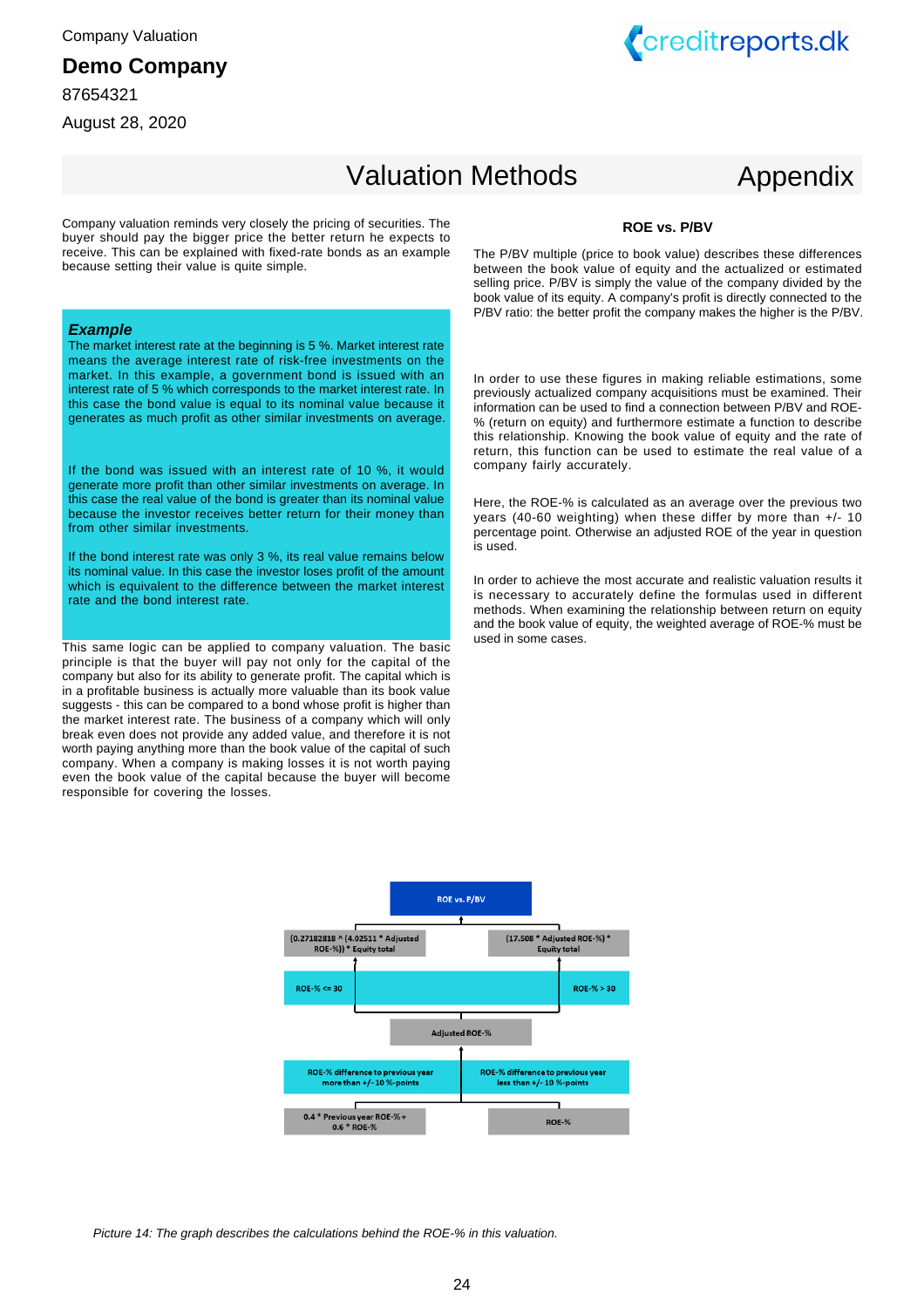Company Valuation

**Demo Company**

87654321

August 28, 2020

# Valuation Methods — Appendix

Company valuation reminds very closely the pricing of securities. The buyer should pay the bigger price the better return he expects to receive. This can be explained with fixed-rate bonds as an example because setting their value is quite simple.

> ***Example***
>
> The market interest rate at the beginning is 5 %. Market interest rate means the average interest rate of risk-free investments on the market. In this example, a government bond is issued with an interest rate of 5 % which corresponds to the market interest rate. In this case the bond value is equal to its nominal value because it generates as much profit as other similar investments on average.
>
> If the bond was issued with an interest rate of 10 %, it would generate more profit than other similar investments on average. In this case the real value of the bond is greater than its nominal value because the investor receives better return for their money than from other similar investments.
>
> If the bond interest rate was only 3 %, its real value remains below its nominal value. In this case the investor loses profit of the amount which is equivalent to the difference between the market interest rate and the bond interest rate.

This same logic can be applied to company valuation. The basic principle is that the buyer will pay not only for the capital of the company but also for its ability to generate profit. The capital which is in a profitable business is actually more valuable than its book value suggests - this can be compared to a bond whose profit is higher than the market interest rate. The business of a company which will only break even does not provide any added value, and therefore it is not worth paying anything more than the book value of the capital of such company. When a company is making losses it is not worth paying even the book value of the capital because the buyer will become responsible for covering the losses.

### ROE vs. P/BV

The P/BV multiple (price to book value) describes these differences between the book value of equity and the actualized or estimated selling price. P/BV is simply the value of the company divided by the book value of its equity. A company's profit is directly connected to the P/BV ratio: the better profit the company makes the higher is the P/BV.

In order to use these figures in making reliable estimations, some previously actualized company acquisitions must be examined. Their information can be used to find a connection between P/BV and ROE-% (return on equity) and furthermore estimate a function to describe this relationship. Knowing the book value of equity and the rate of return, this function can be used to estimate the real value of a company fairly accurately.

Here, the ROE-% is calculated as an average over the previous two years (40-60 weighting) when these differ by more than +/- 10 percentage point. Otherwise an adjusted ROE of the year in question is used.

In order to achieve the most accurate and realistic valuation results it is necessary to accurately define the formulas used in different methods. When examining the relationship between return on equity and the book value of equity, the weighted average of ROE-% must be used in some cases.

ROE vs. P/BV

- ROE-% <= 30: (0.27182818 ^ (4.02511 * Adjusted ROE-%)) * Equity total
- ROE-% > 30: (17.508 * Adjusted ROE-%) * Equity total

Adjusted ROE-%

- ROE-% difference to previous year more than +/- 10 %-points: 0.4 * Previous year ROE-% + 0.6 * ROE-%
- ROE-% difference to previous year less than +/- 10 %-points: ROE-%

*Picture 14: The graph describes the calculations behind the ROE-% in this valuation.*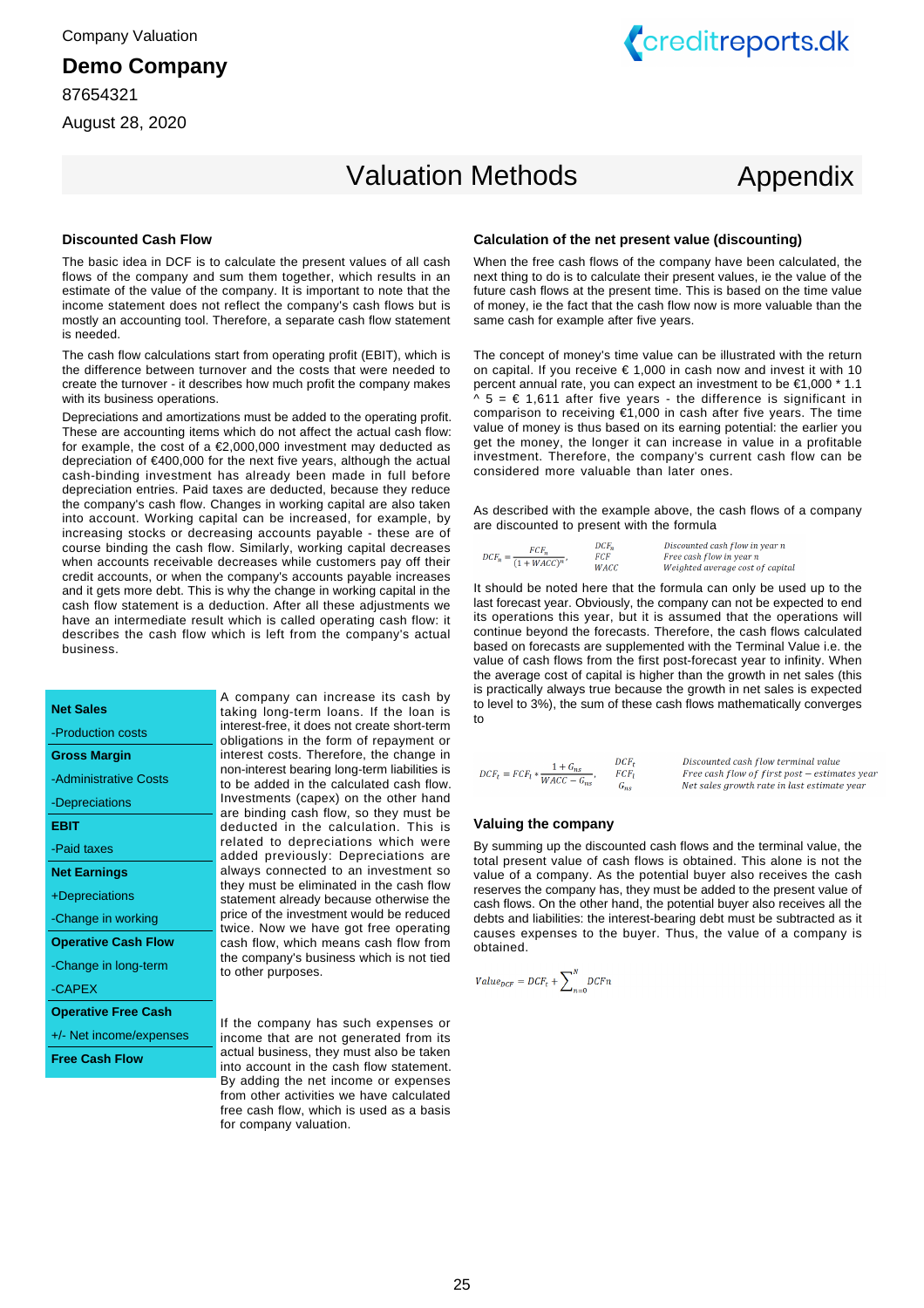Company Valuation

**Demo Company**

87654321

August 28, 2020

# Valuation Methods — Appendix

### Discounted Cash Flow

The basic idea in DCF is to calculate the present values of all cash flows of the company and sum them together, which results in an estimate of the value of the company. It is important to note that the income statement does not reflect the company's cash flows but is mostly an accounting tool. Therefore, a separate cash flow statement is needed.

The cash flow calculations start from operating profit (EBIT), which is the difference between turnover and the costs that were needed to create the turnover - it describes how much profit the company makes with its business operations.

Depreciations and amortizations must be added to the operating profit. These are accounting items which do not affect the actual cash flow: for example, the cost of a €2,000,000 investment may deducted as depreciation of €400,000 for the next five years, although the actual cash-binding investment has already been made in full before depreciation entries. Paid taxes are deducted, because they reduce the company's cash flow. Changes in working capital are also taken into account. Working capital can be increased, for example, by increasing stocks or decreasing accounts payable - these are of course binding the cash flow. Similarly, working capital decreases when accounts receivable decreases while customers pay off their credit accounts, or when the company's accounts payable increases and it gets more debt. This is why the change in working capital in the cash flow statement is a deduction. After all these adjustments we have an intermediate result which is called operating cash flow: it describes the cash flow which is left from the company's actual business.

| **Net Sales** |
|---|
| -Production costs |
| **Gross Margin** |
| -Administrative Costs |
| -Depreciations |
| **EBIT** |
| -Paid taxes |
| **Net Earnings** |
| +Depreciations |
| -Change in working |
| **Operative Cash Flow** |
| -Change in long-term |
| -CAPEX |
| **Operative Free Cash** |
| +/- Net income/expenses |
| **Free Cash Flow** |

A company can increase its cash by taking long-term loans. If the loan is interest-free, it does not create short-term obligations in the form of repayment or interest costs. Therefore, the change in non-interest bearing long-term liabilities is to be added in the calculated cash flow. Investments (capex) on the other hand are binding cash flow, so they must be deducted in the calculation. This is related to depreciations which were added previously: Depreciations are always connected to an investment so they must be eliminated in the cash flow statement already because otherwise the price of the investment would be reduced twice. Now we have got free operating cash flow, which means cash flow from the company's business which is not tied to other purposes.

If the company has such expenses or income that are not generated from its actual business, they must also be taken into account in the cash flow statement. By adding the net income or expenses from other activities we have calculated free cash flow, which is used as a basis for company valuation.

### Calculation of the net present value (discounting)

When the free cash flows of the company have been calculated, the next thing to do is to calculate their present values, ie the value of the future cash flows at the present time. This is based on the time value of money, ie the fact that the cash flow now is more valuable than the same cash for example after five years.

The concept of money's time value can be illustrated with the return on capital. If you receive € 1,000 in cash now and invest it with 10 percent annual rate, you can expect an investment to be €1,000 * 1.1 ^ 5 = € 1,611 after five years - the difference is significant in comparison to receiving €1,000 in cash after five years. The time value of money is thus based on its earning potential: the earlier you get the money, the longer it can increase in value in a profitable investment. Therefore, the company's current cash flow can be considered more valuable than later ones.

As described with the example above, the cash flows of a company are discounted to present with the formula

$$DCF_n = \frac{FCF_n}{(1 + WACC)^n},$$

$DCF_n$ — Discounted cash flow in year n
$FCF$ — Free cash flow in year n
$WACC$ — Weighted average cost of capital

It should be noted here that the formula can only be used up to the last forecast year. Obviously, the company can not be expected to end its operations this year, but it is assumed that the operations will continue beyond the forecasts. Therefore, the cash flows calculated based on forecasts are supplemented with the Terminal Value i.e. the value of cash flows from the first post-forecast year to infinity. When the average cost of capital is higher than the growth in net sales (this is practically always true because the growth in net sales is expected to level to 3%), the sum of these cash flows mathematically converges to

$$DCF_t = FCF_t * \frac{1 + G_{ns}}{WACC - G_{ns}},$$

$DCF_t$ — Discounted cash flow terminal value
$FCF_t$ — Free cash flow of first post – estimates year
$G_{ns}$ — Net sales growth rate in last estimate year

### Valuing the company

By summing up the discounted cash flows and the terminal value, the total present value of cash flows is obtained. This alone is not the value of a company. As the potential buyer also receives the cash reserves the company has, they must be added to the present value of cash flows. On the other hand, the potential buyer also receives all the debts and liabilities: the interest-bearing debt must be subtracted as it causes expenses to the buyer. Thus, the value of a company is obtained.

$$Value_{DCF} = DCF_t + \sum_{n=0}^{N} DCFn$$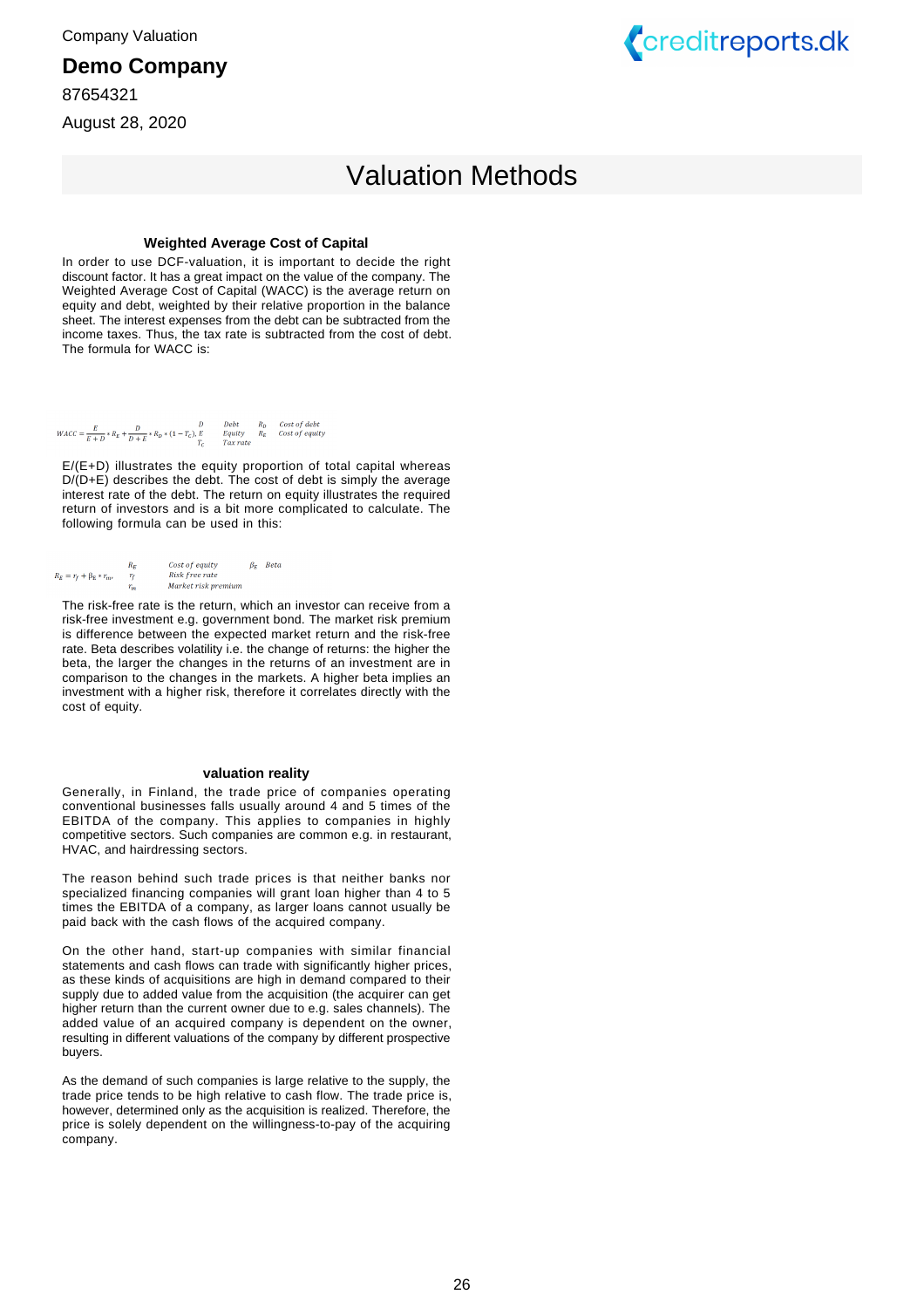Company Valuation

**Demo Company**

87654321

August 28, 2020

# Valuation Methods

### Weighted Average Cost of Capital

In order to use DCF-valuation, it is important to decide the right discount factor. It has a great impact on the value of the company. The Weighted Average Cost of Capital (WACC) is the average return on equity and debt, weighted by their relative proportion in the balance sheet. The interest expenses from the debt can be subtracted from the income taxes. Thus, the tax rate is subtracted from the cost of debt. The formula for WACC is:

$$WACC = \frac{E}{E+D} * R_E + \frac{D}{D+E} * R_D * (1 - T_C),$$

$D$ Debt, $E$ Equity, $T_C$ Tax rate, $R_D$ Cost of debt, $R_E$ Cost of equity

E/(E+D) illustrates the equity proportion of total capital whereas D/(D+E) describes the debt. The cost of debt is simply the average interest rate of the debt. The return on equity illustrates the required return of investors and is a bit more complicated to calculate. The following formula can be used in this:

$$R_E = r_f + \beta_E * r_m,$$

$R_E$ Cost of equity, $r_f$ Risk free rate, $r_m$ Market risk premium, $\beta_E$ Beta

The risk-free rate is the return, which an investor can receive from a risk-free investment e.g. government bond. The market risk premium is difference between the expected market return and the risk-free rate. Beta describes volatility i.e. the change of returns: the higher the beta, the larger the changes in the returns of an investment are in comparison to the changes in the markets. A higher beta implies an investment with a higher risk, therefore it correlates directly with the cost of equity.

### valuation reality

Generally, in Finland, the trade price of companies operating conventional businesses falls usually around 4 and 5 times of the EBITDA of the company. This applies to companies in highly competitive sectors. Such companies are common e.g. in restaurant, HVAC, and hairdressing sectors.

The reason behind such trade prices is that neither banks nor specialized financing companies will grant loan higher than 4 to 5 times the EBITDA of a company, as larger loans cannot usually be paid back with the cash flows of the acquired company.

On the other hand, start-up companies with similar financial statements and cash flows can trade with significantly higher prices, as these kinds of acquisitions are high in demand compared to their supply due to added value from the acquisition (the acquirer can get higher return than the current owner due to e.g. sales channels). The added value of an acquired company is dependent on the owner, resulting in different valuations of the company by different prospective buyers.

As the demand of such companies is large relative to the supply, the trade price tends to be high relative to cash flow. The trade price is, however, determined only as the acquisition is realized. Therefore, the price is solely dependent on the willingness-to-pay of the acquiring company.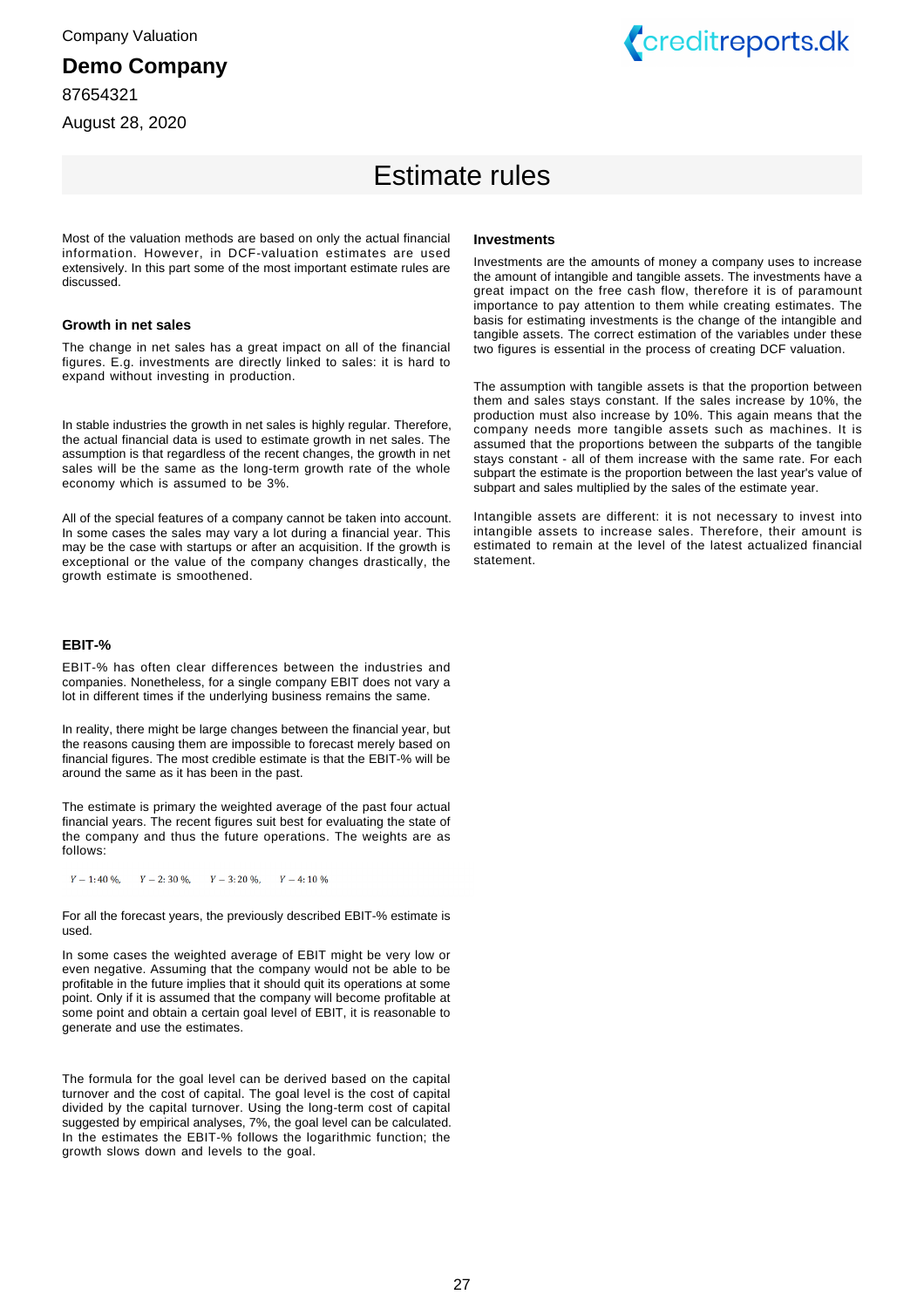# Estimate rules

Most of the valuation methods are based on only the actual financial information. However, in DCF-valuation estimates are used extensively. In this part some of the most important estimate rules are discussed.

### Growth in net sales

The change in net sales has a great impact on all of the financial figures. E.g. investments are directly linked to sales: it is hard to expand without investing in production.

In stable industries the growth in net sales is highly regular. Therefore, the actual financial data is used to estimate growth in net sales. The assumption is that regardless of the recent changes, the growth in net sales will be the same as the long-term growth rate of the whole economy which is assumed to be 3%.

All of the special features of a company cannot be taken into account. In some cases the sales may vary a lot during a financial year. This may be the case with startups or after an acquisition. If the growth is exceptional or the value of the company changes drastically, the growth estimate is smoothened.

### EBIT-%

EBIT-% has often clear differences between the industries and companies. Nonetheless, for a single company EBIT does not vary a lot in different times if the underlying business remains the same.

In reality, there might be large changes between the financial year, but the reasons causing them are impossible to forecast merely based on financial figures. The most credible estimate is that the EBIT-% will be around the same as it has been in the past.

The estimate is primary the weighted average of the past four actual financial years. The recent figures suit best for evaluating the state of the company and thus the future operations. The weights are as follows:

$Y-1{:}\ 40\ \%,\quad Y-2{:}\ 30\ \%,\quad Y-3{:}\ 20\ \%,\quad Y-4{:}\ 10\ \%$

For all the forecast years, the previously described EBIT-% estimate is used.

In some cases the weighted average of EBIT might be very low or even negative. Assuming that the company would not be able to be profitable in the future implies that it should quit its operations at some point. Only if it is assumed that the company will become profitable at some point and obtain a certain goal level of EBIT, it is reasonable to generate and use the estimates.

The formula for the goal level can be derived based on the capital turnover and the cost of capital. The goal level is the cost of capital divided by the capital turnover. Using the long-term cost of capital suggested by empirical analyses, 7%, the goal level can be calculated. In the estimates the EBIT-% follows the logarithmic function; the growth slows down and levels to the goal.

### Investments

Investments are the amounts of money a company uses to increase the amount of intangible and tangible assets. The investments have a great impact on the free cash flow, therefore it is of paramount importance to pay attention to them while creating estimates. The basis for estimating investments is the change of the intangible and tangible assets. The correct estimation of the variables under these two figures is essential in the process of creating DCF valuation.

The assumption with tangible assets is that the proportion between them and sales stays constant. If the sales increase by 10%, the production must also increase by 10%. This again means that the company needs more tangible assets such as machines. It is assumed that the proportions between the subparts of the tangible stays constant - all of them increase with the same rate. For each subpart the estimate is the proportion between the last year's value of subpart and sales multiplied by the sales of the estimate year.

Intangible assets are different: it is not necessary to invest into intangible assets to increase sales. Therefore, their amount is estimated to remain at the level of the latest actualized financial statement.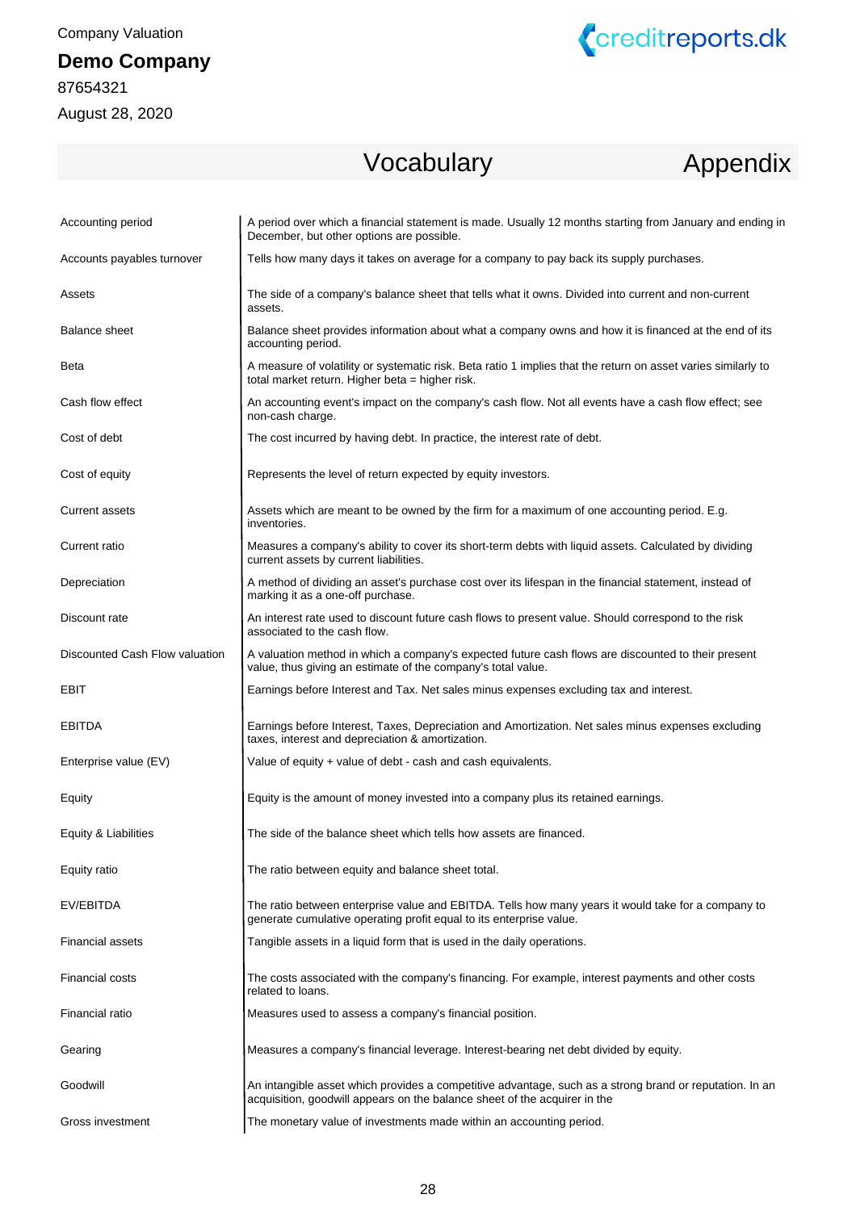Company Valuation

**Demo Company**

87654321

August 28, 2020

# Vocabulary

## Appendix

| Term | Definition |
|---|---|
| Accounting period | A period over which a financial statement is made. Usually 12 months starting from January and ending in December, but other options are possible. |
| Accounts payables turnover | Tells how many days it takes on average for a company to pay back its supply purchases. |
| Assets | The side of a company's balance sheet that tells what it owns. Divided into current and non-current assets. |
| Balance sheet | Balance sheet provides information about what a company owns and how it is financed at the end of its accounting period. |
| Beta | A measure of volatility or systematic risk. Beta ratio 1 implies that the return on asset varies similarly to total market return. Higher beta = higher risk. |
| Cash flow effect | An accounting event's impact on the company's cash flow. Not all events have a cash flow effect; see non-cash charge. |
| Cost of debt | The cost incurred by having debt. In practice, the interest rate of debt. |
| Cost of equity | Represents the level of return expected by equity investors. |
| Current assets | Assets which are meant to be owned by the firm for a maximum of one accounting period. E.g. inventories. |
| Current ratio | Measures a company's ability to cover its short-term debts with liquid assets. Calculated by dividing current assets by current liabilities. |
| Depreciation | A method of dividing an asset's purchase cost over its lifespan in the financial statement, instead of marking it as a one-off purchase. |
| Discount rate | An interest rate used to discount future cash flows to present value. Should correspond to the risk associated to the cash flow. |
| Discounted Cash Flow valuation | A valuation method in which a company's expected future cash flows are discounted to their present value, thus giving an estimate of the company's total value. |
| EBIT | Earnings before Interest and Tax. Net sales minus expenses excluding tax and interest. |
| EBITDA | Earnings before Interest, Taxes, Depreciation and Amortization. Net sales minus expenses excluding taxes, interest and depreciation & amortization. |
| Enterprise value (EV) | Value of equity + value of debt - cash and cash equivalents. |
| Equity | Equity is the amount of money invested into a company plus its retained earnings. |
| Equity & Liabilities | The side of the balance sheet which tells how assets are financed. |
| Equity ratio | The ratio between equity and balance sheet total. |
| EV/EBITDA | The ratio between enterprise value and EBITDA. Tells how many years it would take for a company to generate cumulative operating profit equal to its enterprise value. |
| Financial assets | Tangible assets in a liquid form that is used in the daily operations. |
| Financial costs | The costs associated with the company's financing. For example, interest payments and other costs related to loans. |
| Financial ratio | Measures used to assess a company's financial position. |
| Gearing | Measures a company's financial leverage. Interest-bearing net debt divided by equity. |
| Goodwill | An intangible asset which provides a competitive advantage, such as a strong brand or reputation. In an acquisition, goodwill appears on the balance sheet of the acquirer in the |
| Gross investment | The monetary value of investments made within an accounting period. |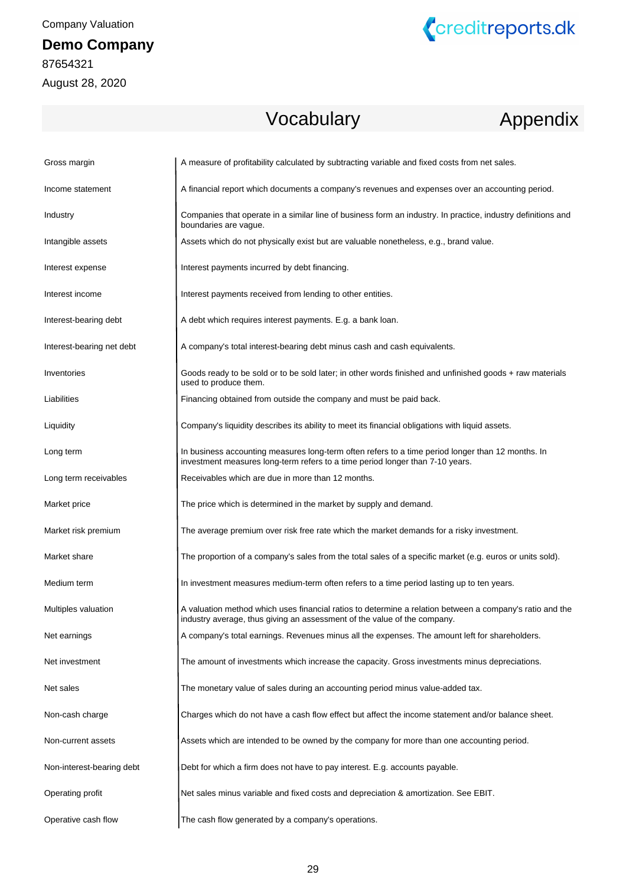Company Valuation

**Demo Company**

87654321

August 28, 2020

# Vocabulary

## Appendix

| Term | Definition |
|---|---|
| Gross margin | A measure of profitability calculated by subtracting variable and fixed costs from net sales. |
| Income statement | A financial report which documents a company's revenues and expenses over an accounting period. |
| Industry | Companies that operate in a similar line of business form an industry. In practice, industry definitions and boundaries are vague. |
| Intangible assets | Assets which do not physically exist but are valuable nonetheless, e.g., brand value. |
| Interest expense | Interest payments incurred by debt financing. |
| Interest income | Interest payments received from lending to other entities. |
| Interest-bearing debt | A debt which requires interest payments. E.g. a bank loan. |
| Interest-bearing net debt | A company's total interest-bearing debt minus cash and cash equivalents. |
| Inventories | Goods ready to be sold or to be sold later; in other words finished and unfinished goods + raw materials used to produce them. |
| Liabilities | Financing obtained from outside the company and must be paid back. |
| Liquidity | Company's liquidity describes its ability to meet its financial obligations with liquid assets. |
| Long term | In business accounting measures long-term often refers to a time period longer than 12 months. In investment measures long-term refers to a time period longer than 7-10 years. |
| Long term receivables | Receivables which are due in more than 12 months. |
| Market price | The price which is determined in the market by supply and demand. |
| Market risk premium | The average premium over risk free rate which the market demands for a risky investment. |
| Market share | The proportion of a company's sales from the total sales of a specific market (e.g. euros or units sold). |
| Medium term | In investment measures medium-term often refers to a time period lasting up to ten years. |
| Multiples valuation | A valuation method which uses financial ratios to determine a relation between a company's ratio and the industry average, thus giving an assessment of the value of the company. |
| Net earnings | A company's total earnings. Revenues minus all the expenses. The amount left for shareholders. |
| Net investment | The amount of investments which increase the capacity. Gross investments minus depreciations. |
| Net sales | The monetary value of sales during an accounting period minus value-added tax. |
| Non-cash charge | Charges which do not have a cash flow effect but affect the income statement and/or balance sheet. |
| Non-current assets | Assets which are intended to be owned by the company for more than one accounting period. |
| Non-interest-bearing debt | Debt for which a firm does not have to pay interest. E.g. accounts payable. |
| Operating profit | Net sales minus variable and fixed costs and depreciation & amortization. See EBIT. |
| Operative cash flow | The cash flow generated by a company's operations. |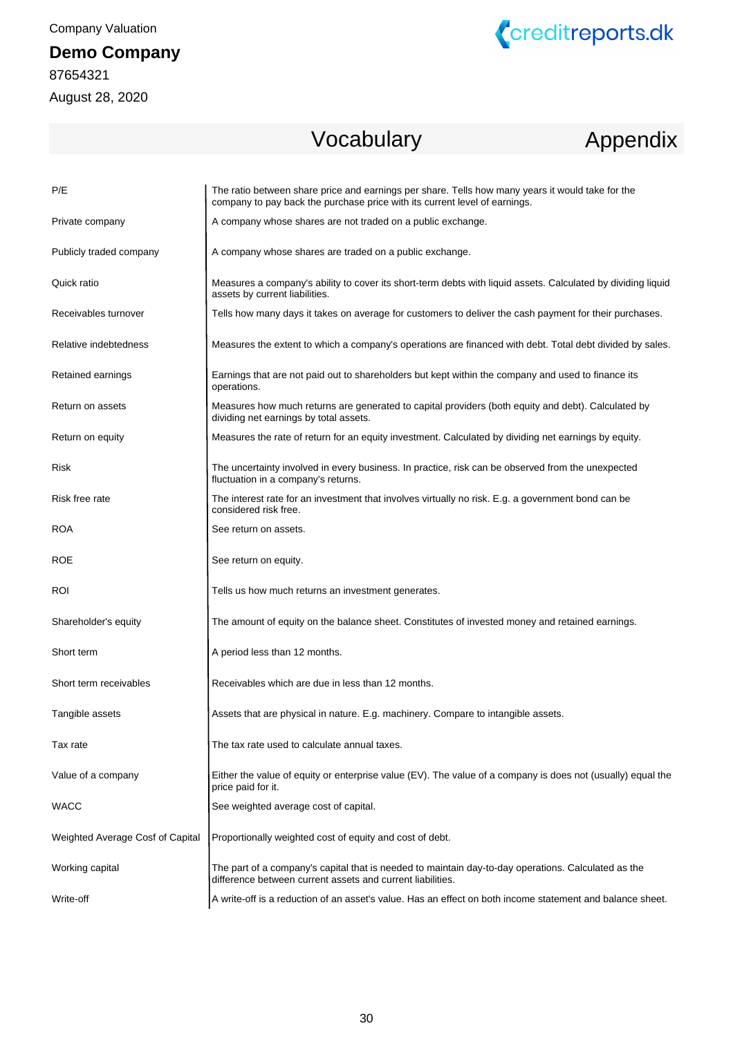Company Valuation

**Demo Company**

87654321

August 28, 2020

## Vocabulary

## Appendix

| | |
|---|---|
| P/E | The ratio between share price and earnings per share. Tells how many years it would take for the company to pay back the purchase price with its current level of earnings. |
| Private company | A company whose shares are not traded on a public exchange. |
| Publicly traded company | A company whose shares are traded on a public exchange. |
| Quick ratio | Measures a company's ability to cover its short-term debts with liquid assets. Calculated by dividing liquid assets by current liabilities. |
| Receivables turnover | Tells how many days it takes on average for customers to deliver the cash payment for their purchases. |
| Relative indebtedness | Measures the extent to which a company's operations are financed with debt. Total debt divided by sales. |
| Retained earnings | Earnings that are not paid out to shareholders but kept within the company and used to finance its operations. |
| Return on assets | Measures how much returns are generated to capital providers (both equity and debt). Calculated by dividing net earnings by total assets. |
| Return on equity | Measures the rate of return for an equity investment. Calculated by dividing net earnings by equity. |
| Risk | The uncertainty involved in every business. In practice, risk can be observed from the unexpected fluctuation in a company's returns. |
| Risk free rate | The interest rate for an investment that involves virtually no risk. E.g. a government bond can be considered risk free. |
| ROA | See return on assets. |
| ROE | See return on equity. |
| ROI | Tells us how much returns an investment generates. |
| Shareholder's equity | The amount of equity on the balance sheet. Constitutes of invested money and retained earnings. |
| Short term | A period less than 12 months. |
| Short term receivables | Receivables which are due in less than 12 months. |
| Tangible assets | Assets that are physical in nature. E.g. machinery. Compare to intangible assets. |
| Tax rate | The tax rate used to calculate annual taxes. |
| Value of a company | Either the value of equity or enterprise value (EV). The value of a company is does not (usually) equal the price paid for it. |
| WACC | See weighted average cost of capital. |
| Weighted Average Cosf of Capital | Proportionally weighted cost of equity and cost of debt. |
| Working capital | The part of a company's capital that is needed to maintain day-to-day operations. Calculated as the difference between current assets and current liabilities. |
| Write-off | A write-off is a reduction of an asset's value. Has an effect on both income statement and balance sheet. |